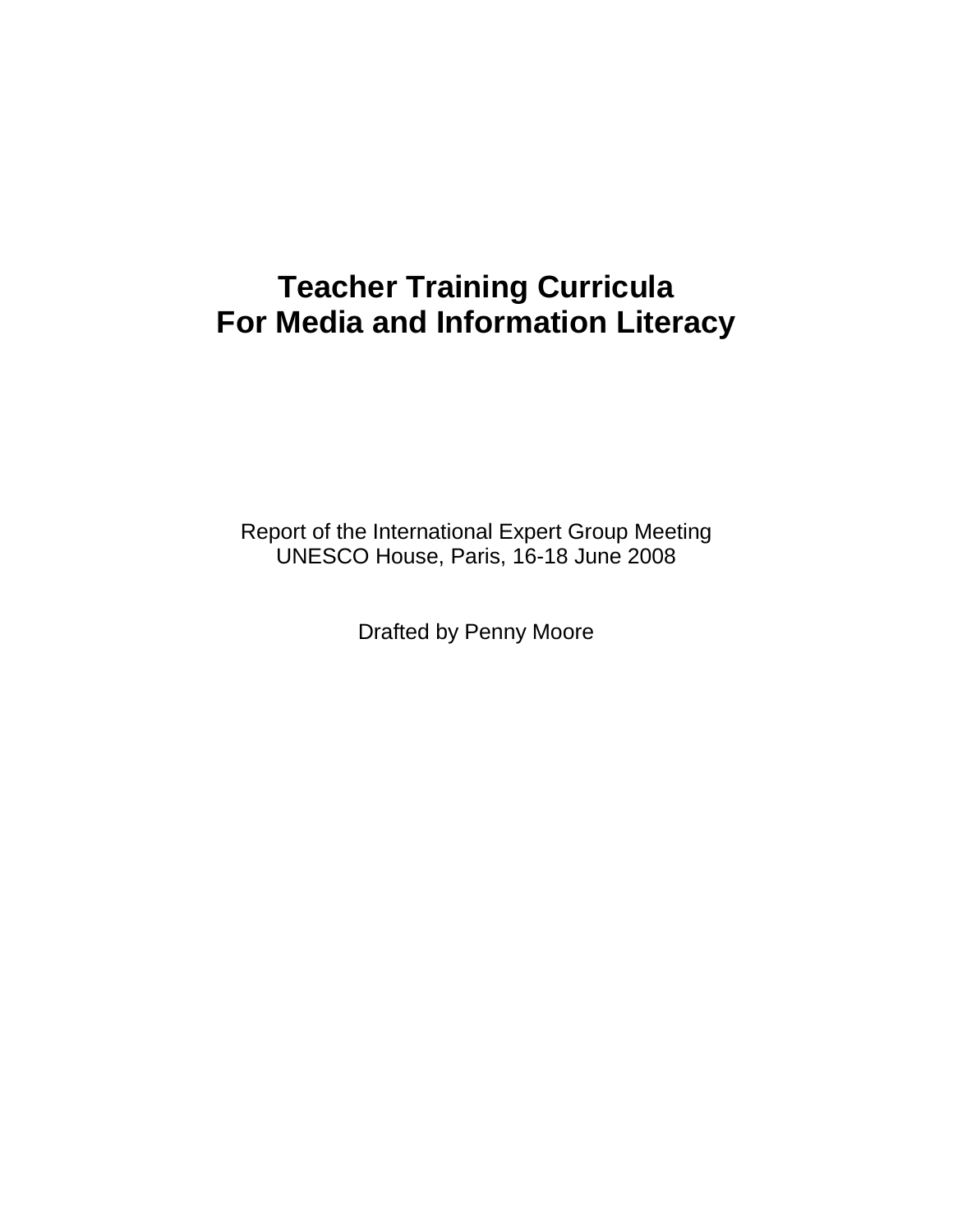# Teacher Training Curricula
# For Media and Information Literacy

Report of the International Expert Group Meeting
UNESCO House, Paris, 16-18 June 2008

Drafted by Penny Moore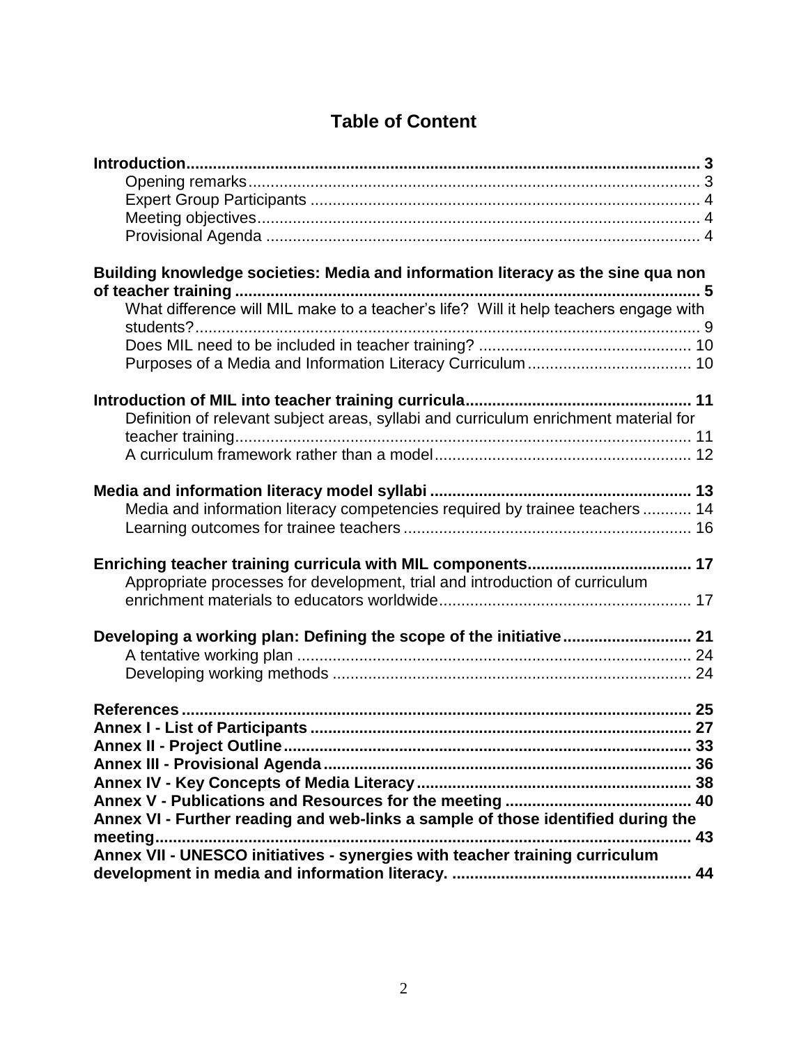# Table of Content

**Introduction** ..... **3**
- Opening remarks ..... 3
- Expert Group Participants ..... 4
- Meeting objectives ..... 4
- Provisional Agenda ..... 4

**Building knowledge societies: Media and information literacy as the sine qua non of teacher training** ..... **5**
- What difference will MIL make to a teacher's life? Will it help teachers engage with students? ..... 9
- Does MIL need to be included in teacher training? ..... 10
- Purposes of a Media and Information Literacy Curriculum ..... 10

**Introduction of MIL into teacher training curricula** ..... **11**
- Definition of relevant subject areas, syllabi and curriculum enrichment material for teacher training ..... 11
- A curriculum framework rather than a model ..... 12

**Media and information literacy model syllabi** ..... **13**
- Media and information literacy competencies required by trainee teachers ..... 14
- Learning outcomes for trainee teachers ..... 16

**Enriching teacher training curricula with MIL components** ..... **17**
- Appropriate processes for development, trial and introduction of curriculum enrichment materials to educators worldwide ..... 17

**Developing a working plan: Defining the scope of the initiative** ..... **21**
- A tentative working plan ..... 24
- Developing working methods ..... 24

**References** ..... **25**
**Annex I - List of Participants** ..... **27**
**Annex II - Project Outline** ..... **33**
**Annex III - Provisional Agenda** ..... **36**
**Annex IV - Key Concepts of Media Literacy** ..... **38**
**Annex V - Publications and Resources for the meeting** ..... **40**
**Annex VI - Further reading and web-links a sample of those identified during the meeting** ..... **43**
**Annex VII - UNESCO initiatives - synergies with teacher training curriculum development in media and information literacy.** ..... **44**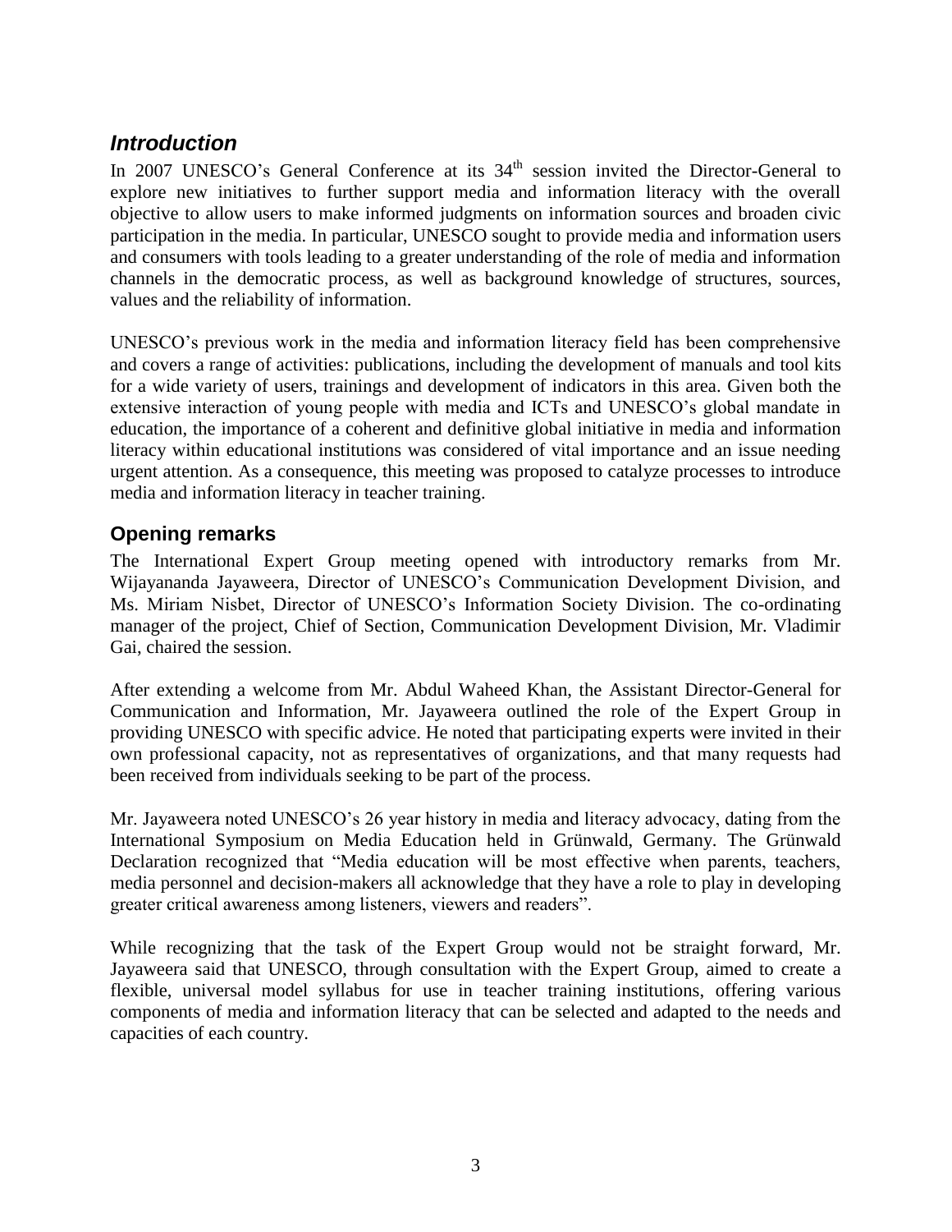## *Introduction*

In 2007 UNESCO's General Conference at its 34th session invited the Director-General to explore new initiatives to further support media and information literacy with the overall objective to allow users to make informed judgments on information sources and broaden civic participation in the media. In particular, UNESCO sought to provide media and information users and consumers with tools leading to a greater understanding of the role of media and information channels in the democratic process, as well as background knowledge of structures, sources, values and the reliability of information.

UNESCO's previous work in the media and information literacy field has been comprehensive and covers a range of activities: publications, including the development of manuals and tool kits for a wide variety of users, trainings and development of indicators in this area. Given both the extensive interaction of young people with media and ICTs and UNESCO's global mandate in education, the importance of a coherent and definitive global initiative in media and information literacy within educational institutions was considered of vital importance and an issue needing urgent attention. As a consequence, this meeting was proposed to catalyze processes to introduce media and information literacy in teacher training.

### Opening remarks

The International Expert Group meeting opened with introductory remarks from Mr. Wijayananda Jayaweera, Director of UNESCO's Communication Development Division, and Ms. Miriam Nisbet, Director of UNESCO's Information Society Division. The co-ordinating manager of the project, Chief of Section, Communication Development Division, Mr. Vladimir Gai, chaired the session.

After extending a welcome from Mr. Abdul Waheed Khan, the Assistant Director-General for Communication and Information, Mr. Jayaweera outlined the role of the Expert Group in providing UNESCO with specific advice. He noted that participating experts were invited in their own professional capacity, not as representatives of organizations, and that many requests had been received from individuals seeking to be part of the process.

Mr. Jayaweera noted UNESCO's 26 year history in media and literacy advocacy, dating from the International Symposium on Media Education held in Grünwald, Germany. The Grünwald Declaration recognized that "Media education will be most effective when parents, teachers, media personnel and decision-makers all acknowledge that they have a role to play in developing greater critical awareness among listeners, viewers and readers".

While recognizing that the task of the Expert Group would not be straight forward, Mr. Jayaweera said that UNESCO, through consultation with the Expert Group, aimed to create a flexible, universal model syllabus for use in teacher training institutions, offering various components of media and information literacy that can be selected and adapted to the needs and capacities of each country.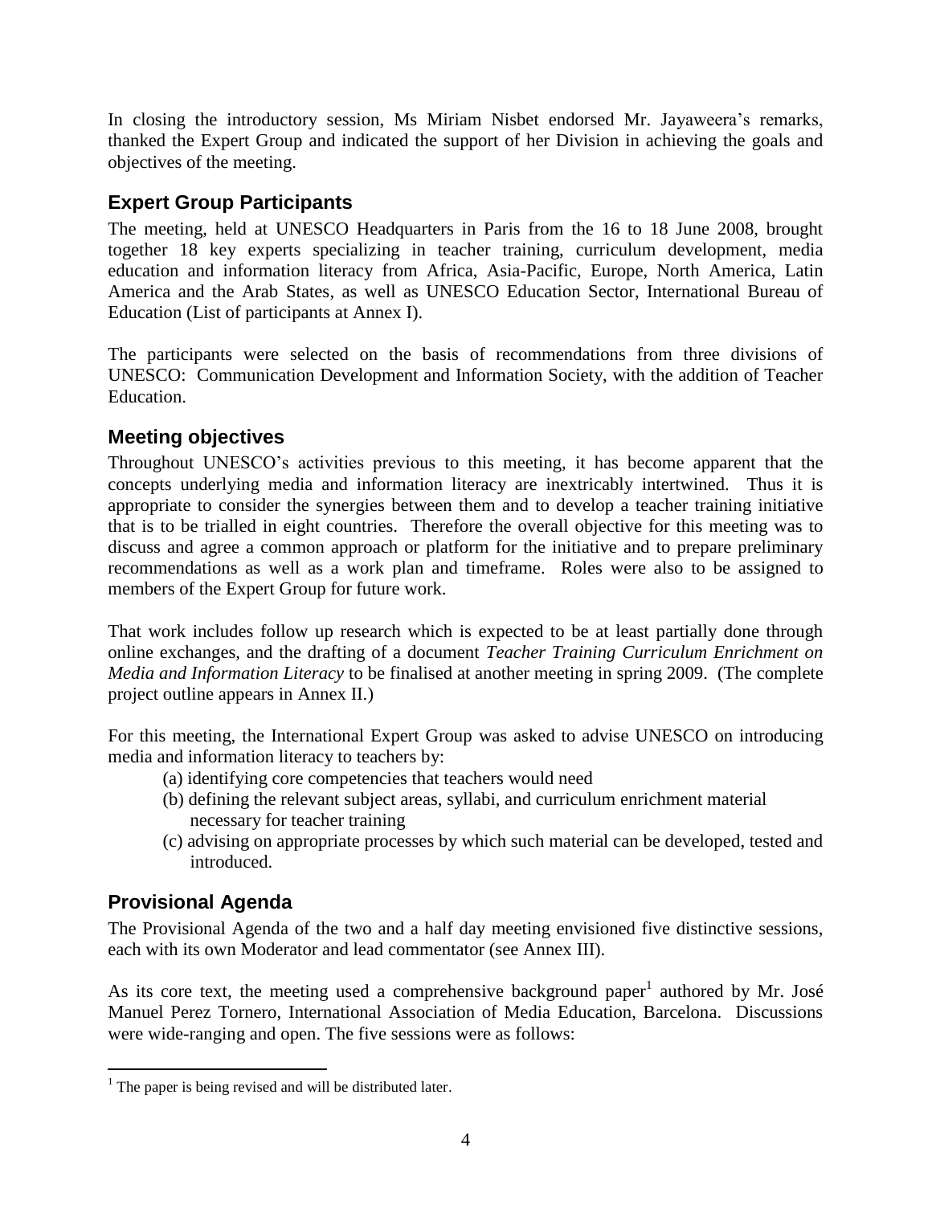In closing the introductory session, Ms Miriam Nisbet endorsed Mr. Jayaweera's remarks, thanked the Expert Group and indicated the support of her Division in achieving the goals and objectives of the meeting.

## Expert Group Participants

The meeting, held at UNESCO Headquarters in Paris from the 16 to 18 June 2008, brought together 18 key experts specializing in teacher training, curriculum development, media education and information literacy from Africa, Asia-Pacific, Europe, North America, Latin America and the Arab States, as well as UNESCO Education Sector, International Bureau of Education (List of participants at Annex I).

The participants were selected on the basis of recommendations from three divisions of UNESCO: Communication Development and Information Society, with the addition of Teacher Education.

## Meeting objectives

Throughout UNESCO's activities previous to this meeting, it has become apparent that the concepts underlying media and information literacy are inextricably intertwined. Thus it is appropriate to consider the synergies between them and to develop a teacher training initiative that is to be trialled in eight countries. Therefore the overall objective for this meeting was to discuss and agree a common approach or platform for the initiative and to prepare preliminary recommendations as well as a work plan and timeframe. Roles were also to be assigned to members of the Expert Group for future work.

That work includes follow up research which is expected to be at least partially done through online exchanges, and the drafting of a document *Teacher Training Curriculum Enrichment on Media and Information Literacy* to be finalised at another meeting in spring 2009. (The complete project outline appears in Annex II.)

For this meeting, the International Expert Group was asked to advise UNESCO on introducing media and information literacy to teachers by:

(a) identifying core competencies that teachers would need
(b) defining the relevant subject areas, syllabi, and curriculum enrichment material necessary for teacher training
(c) advising on appropriate processes by which such material can be developed, tested and introduced.

## Provisional Agenda

The Provisional Agenda of the two and a half day meeting envisioned five distinctive sessions, each with its own Moderator and lead commentator (see Annex III).

As its core text, the meeting used a comprehensive background paper[1] authored by Mr. José Manuel Perez Tornero, International Association of Media Education, Barcelona. Discussions were wide-ranging and open. The five sessions were as follows:

[1] The paper is being revised and will be distributed later.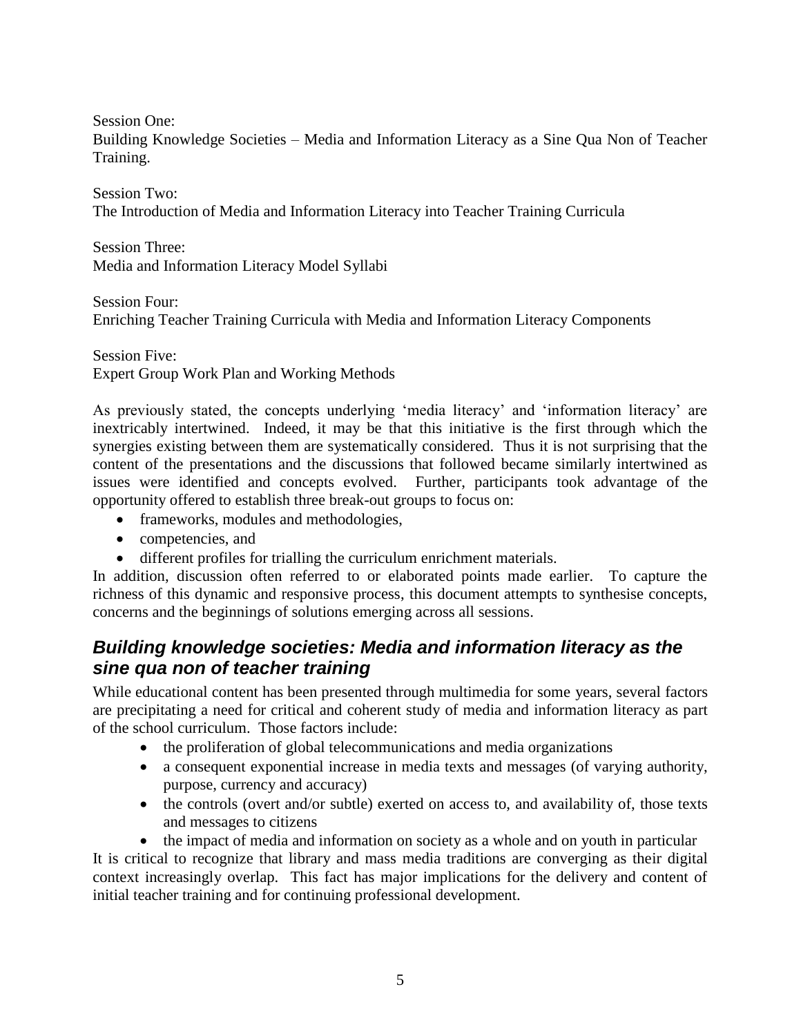Session One:
Building Knowledge Societies – Media and Information Literacy as a Sine Qua Non of Teacher Training.

Session Two:
The Introduction of Media and Information Literacy into Teacher Training Curricula

Session Three:
Media and Information Literacy Model Syllabi

Session Four:
Enriching Teacher Training Curricula with Media and Information Literacy Components

Session Five:
Expert Group Work Plan and Working Methods

As previously stated, the concepts underlying 'media literacy' and 'information literacy' are inextricably intertwined. Indeed, it may be that this initiative is the first through which the synergies existing between them are systematically considered. Thus it is not surprising that the content of the presentations and the discussions that followed became similarly intertwined as issues were identified and concepts evolved. Further, participants took advantage of the opportunity offered to establish three break-out groups to focus on:

- frameworks, modules and methodologies,
- competencies, and
- different profiles for trialling the curriculum enrichment materials.

In addition, discussion often referred to or elaborated points made earlier. To capture the richness of this dynamic and responsive process, this document attempts to synthesise concepts, concerns and the beginnings of solutions emerging across all sessions.

## *Building knowledge societies: Media and information literacy as the sine qua non of teacher training*

While educational content has been presented through multimedia for some years, several factors are precipitating a need for critical and coherent study of media and information literacy as part of the school curriculum. Those factors include:

- the proliferation of global telecommunications and media organizations
- a consequent exponential increase in media texts and messages (of varying authority, purpose, currency and accuracy)
- the controls (overt and/or subtle) exerted on access to, and availability of, those texts and messages to citizens
- the impact of media and information on society as a whole and on youth in particular

It is critical to recognize that library and mass media traditions are converging as their digital context increasingly overlap. This fact has major implications for the delivery and content of initial teacher training and for continuing professional development.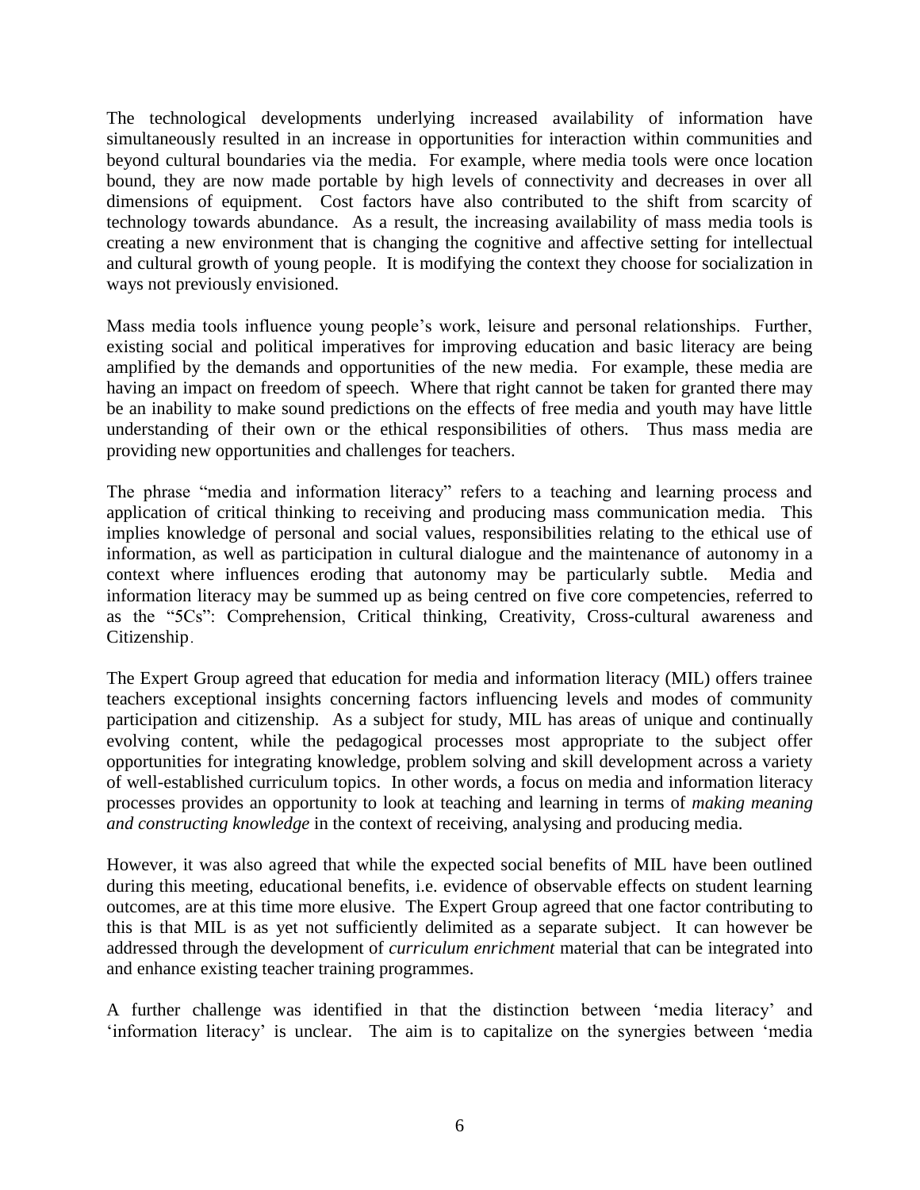The technological developments underlying increased availability of information have simultaneously resulted in an increase in opportunities for interaction within communities and beyond cultural boundaries via the media. For example, where media tools were once location bound, they are now made portable by high levels of connectivity and decreases in over all dimensions of equipment. Cost factors have also contributed to the shift from scarcity of technology towards abundance. As a result, the increasing availability of mass media tools is creating a new environment that is changing the cognitive and affective setting for intellectual and cultural growth of young people. It is modifying the context they choose for socialization in ways not previously envisioned.

Mass media tools influence young people's work, leisure and personal relationships. Further, existing social and political imperatives for improving education and basic literacy are being amplified by the demands and opportunities of the new media. For example, these media are having an impact on freedom of speech. Where that right cannot be taken for granted there may be an inability to make sound predictions on the effects of free media and youth may have little understanding of their own or the ethical responsibilities of others. Thus mass media are providing new opportunities and challenges for teachers.

The phrase "media and information literacy" refers to a teaching and learning process and application of critical thinking to receiving and producing mass communication media. This implies knowledge of personal and social values, responsibilities relating to the ethical use of information, as well as participation in cultural dialogue and the maintenance of autonomy in a context where influences eroding that autonomy may be particularly subtle. Media and information literacy may be summed up as being centred on five core competencies, referred to as the "5Cs": Comprehension, Critical thinking, Creativity, Cross-cultural awareness and Citizenship.

The Expert Group agreed that education for media and information literacy (MIL) offers trainee teachers exceptional insights concerning factors influencing levels and modes of community participation and citizenship. As a subject for study, MIL has areas of unique and continually evolving content, while the pedagogical processes most appropriate to the subject offer opportunities for integrating knowledge, problem solving and skill development across a variety of well-established curriculum topics. In other words, a focus on media and information literacy processes provides an opportunity to look at teaching and learning in terms of *making meaning and constructing knowledge* in the context of receiving, analysing and producing media.

However, it was also agreed that while the expected social benefits of MIL have been outlined during this meeting, educational benefits, i.e. evidence of observable effects on student learning outcomes, are at this time more elusive. The Expert Group agreed that one factor contributing to this is that MIL is as yet not sufficiently delimited as a separate subject. It can however be addressed through the development of *curriculum enrichment* material that can be integrated into and enhance existing teacher training programmes.

A further challenge was identified in that the distinction between 'media literacy' and 'information literacy' is unclear. The aim is to capitalize on the synergies between 'media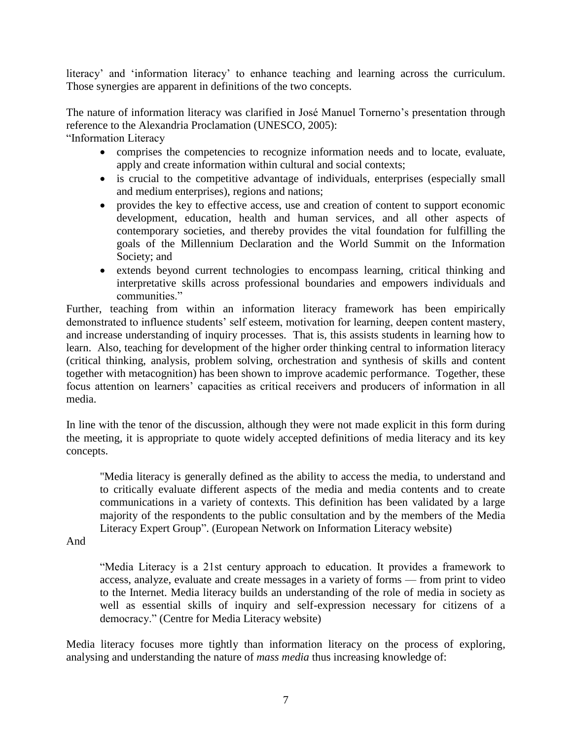literacy' and 'information literacy' to enhance teaching and learning across the curriculum. Those synergies are apparent in definitions of the two concepts.

The nature of information literacy was clarified in José Manuel Tornerno's presentation through reference to the Alexandria Proclamation (UNESCO, 2005):

"Information Literacy

- comprises the competencies to recognize information needs and to locate, evaluate, apply and create information within cultural and social contexts;
- is crucial to the competitive advantage of individuals, enterprises (especially small and medium enterprises), regions and nations;
- provides the key to effective access, use and creation of content to support economic development, education, health and human services, and all other aspects of contemporary societies, and thereby provides the vital foundation for fulfilling the goals of the Millennium Declaration and the World Summit on the Information Society; and
- extends beyond current technologies to encompass learning, critical thinking and interpretative skills across professional boundaries and empowers individuals and communities."

Further, teaching from within an information literacy framework has been empirically demonstrated to influence students' self esteem, motivation for learning, deepen content mastery, and increase understanding of inquiry processes. That is, this assists students in learning how to learn. Also, teaching for development of the higher order thinking central to information literacy (critical thinking, analysis, problem solving, orchestration and synthesis of skills and content together with metacognition) has been shown to improve academic performance. Together, these focus attention on learners' capacities as critical receivers and producers of information in all media.

In line with the tenor of the discussion, although they were not made explicit in this form during the meeting, it is appropriate to quote widely accepted definitions of media literacy and its key concepts.

> "Media literacy is generally defined as the ability to access the media, to understand and to critically evaluate different aspects of the media and media contents and to create communications in a variety of contexts. This definition has been validated by a large majority of the respondents to the public consultation and by the members of the Media Literacy Expert Group". (European Network on Information Literacy website)

And

> "Media Literacy is a 21st century approach to education. It provides a framework to access, analyze, evaluate and create messages in a variety of forms — from print to video to the Internet. Media literacy builds an understanding of the role of media in society as well as essential skills of inquiry and self-expression necessary for citizens of a democracy." (Centre for Media Literacy website)

Media literacy focuses more tightly than information literacy on the process of exploring, analysing and understanding the nature of *mass media* thus increasing knowledge of: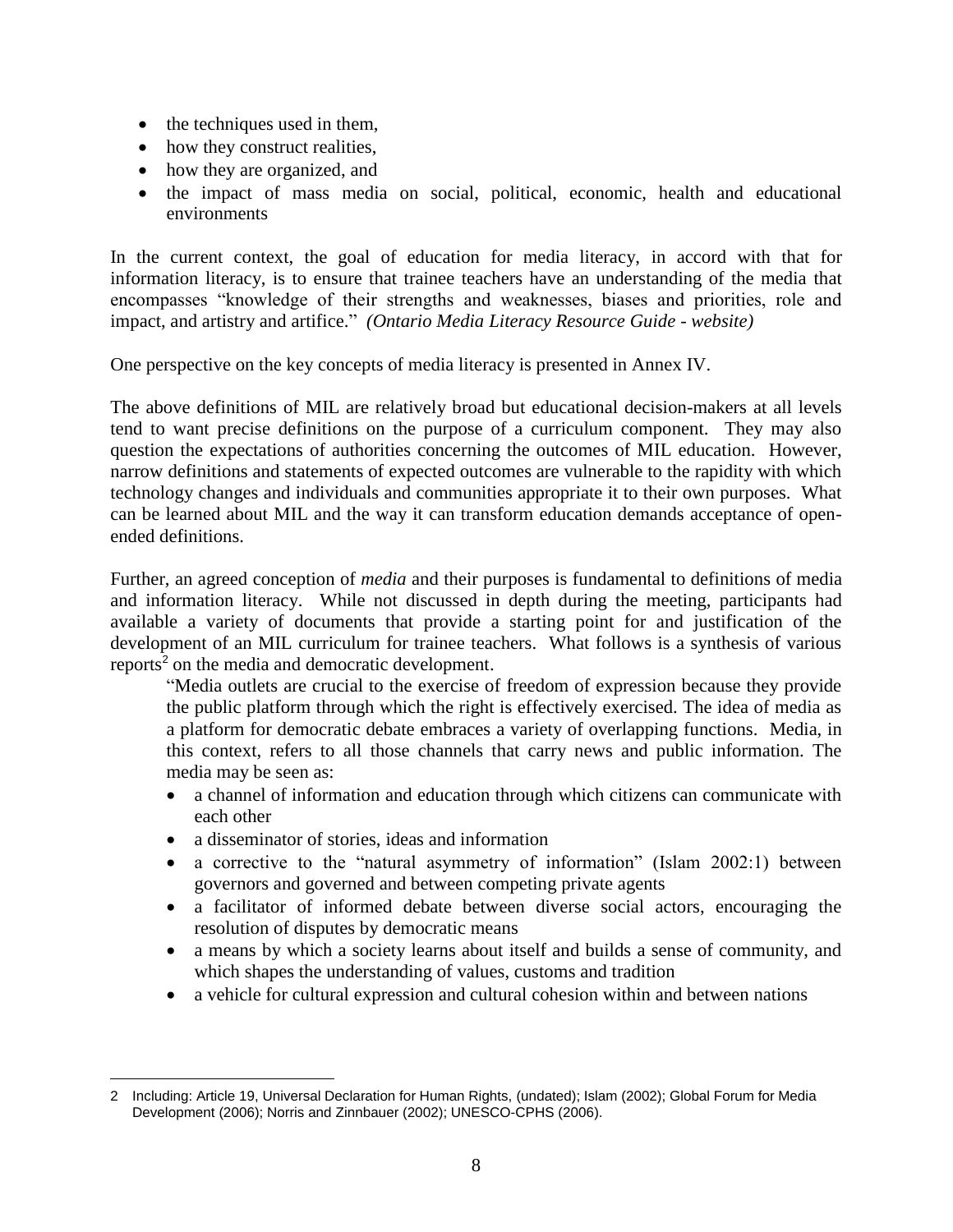- the techniques used in them,
- how they construct realities,
- how they are organized, and
- the impact of mass media on social, political, economic, health and educational environments

In the current context, the goal of education for media literacy, in accord with that for information literacy, is to ensure that trainee teachers have an understanding of the media that encompasses "knowledge of their strengths and weaknesses, biases and priorities, role and impact, and artistry and artifice." *(Ontario Media Literacy Resource Guide - website)*

One perspective on the key concepts of media literacy is presented in Annex IV.

The above definitions of MIL are relatively broad but educational decision-makers at all levels tend to want precise definitions on the purpose of a curriculum component. They may also question the expectations of authorities concerning the outcomes of MIL education. However, narrow definitions and statements of expected outcomes are vulnerable to the rapidity with which technology changes and individuals and communities appropriate it to their own purposes. What can be learned about MIL and the way it can transform education demands acceptance of open-ended definitions.

Further, an agreed conception of *media* and their purposes is fundamental to definitions of media and information literacy. While not discussed in depth during the meeting, participants had available a variety of documents that provide a starting point for and justification of the development of an MIL curriculum for trainee teachers. What follows is a synthesis of various reports[2] on the media and democratic development.

> "Media outlets are crucial to the exercise of freedom of expression because they provide the public platform through which the right is effectively exercised. The idea of media as a platform for democratic debate embraces a variety of overlapping functions. Media, in this context, refers to all those channels that carry news and public information. The media may be seen as:
>
> - a channel of information and education through which citizens can communicate with each other
> - a disseminator of stories, ideas and information
> - a corrective to the "natural asymmetry of information" (Islam 2002:1) between governors and governed and between competing private agents
> - a facilitator of informed debate between diverse social actors, encouraging the resolution of disputes by democratic means
> - a means by which a society learns about itself and builds a sense of community, and which shapes the understanding of values, customs and tradition
> - a vehicle for cultural expression and cultural cohesion within and between nations

2 Including: Article 19, Universal Declaration for Human Rights, (undated); Islam (2002); Global Forum for Media Development (2006); Norris and Zinnbauer (2002); UNESCO-CPHS (2006).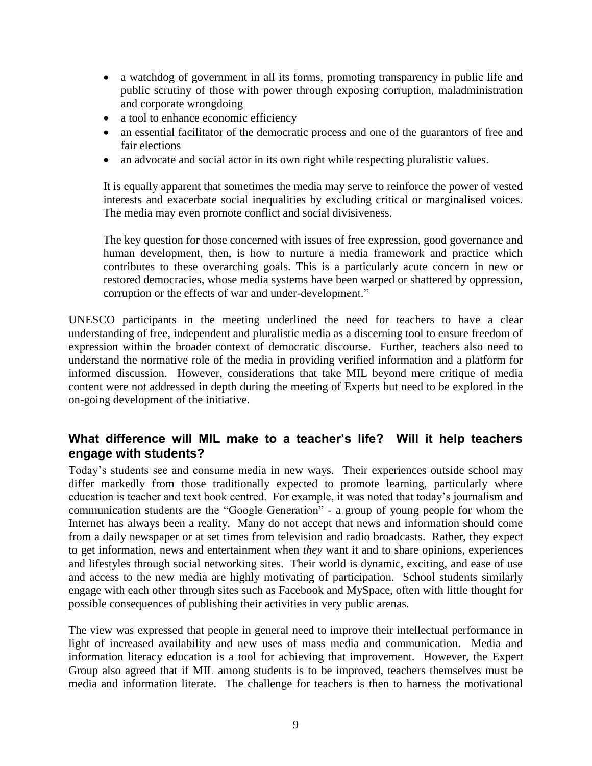- a watchdog of government in all its forms, promoting transparency in public life and public scrutiny of those with power through exposing corruption, maladministration and corporate wrongdoing
- a tool to enhance economic efficiency
- an essential facilitator of the democratic process and one of the guarantors of free and fair elections
- an advocate and social actor in its own right while respecting pluralistic values.

It is equally apparent that sometimes the media may serve to reinforce the power of vested interests and exacerbate social inequalities by excluding critical or marginalised voices. The media may even promote conflict and social divisiveness.

The key question for those concerned with issues of free expression, good governance and human development, then, is how to nurture a media framework and practice which contributes to these overarching goals. This is a particularly acute concern in new or restored democracies, whose media systems have been warped or shattered by oppression, corruption or the effects of war and under-development."

UNESCO participants in the meeting underlined the need for teachers to have a clear understanding of free, independent and pluralistic media as a discerning tool to ensure freedom of expression within the broader context of democratic discourse. Further, teachers also need to understand the normative role of the media in providing verified information and a platform for informed discussion. However, considerations that take MIL beyond mere critique of media content were not addressed in depth during the meeting of Experts but need to be explored in the on-going development of the initiative.

## What difference will MIL make to a teacher's life? Will it help teachers engage with students?

Today's students see and consume media in new ways. Their experiences outside school may differ markedly from those traditionally expected to promote learning, particularly where education is teacher and text book centred. For example, it was noted that today's journalism and communication students are the "Google Generation" - a group of young people for whom the Internet has always been a reality. Many do not accept that news and information should come from a daily newspaper or at set times from television and radio broadcasts. Rather, they expect to get information, news and entertainment when *they* want it and to share opinions, experiences and lifestyles through social networking sites. Their world is dynamic, exciting, and ease of use and access to the new media are highly motivating of participation. School students similarly engage with each other through sites such as Facebook and MySpace, often with little thought for possible consequences of publishing their activities in very public arenas.

The view was expressed that people in general need to improve their intellectual performance in light of increased availability and new uses of mass media and communication. Media and information literacy education is a tool for achieving that improvement. However, the Expert Group also agreed that if MIL among students is to be improved, teachers themselves must be media and information literate. The challenge for teachers is then to harness the motivational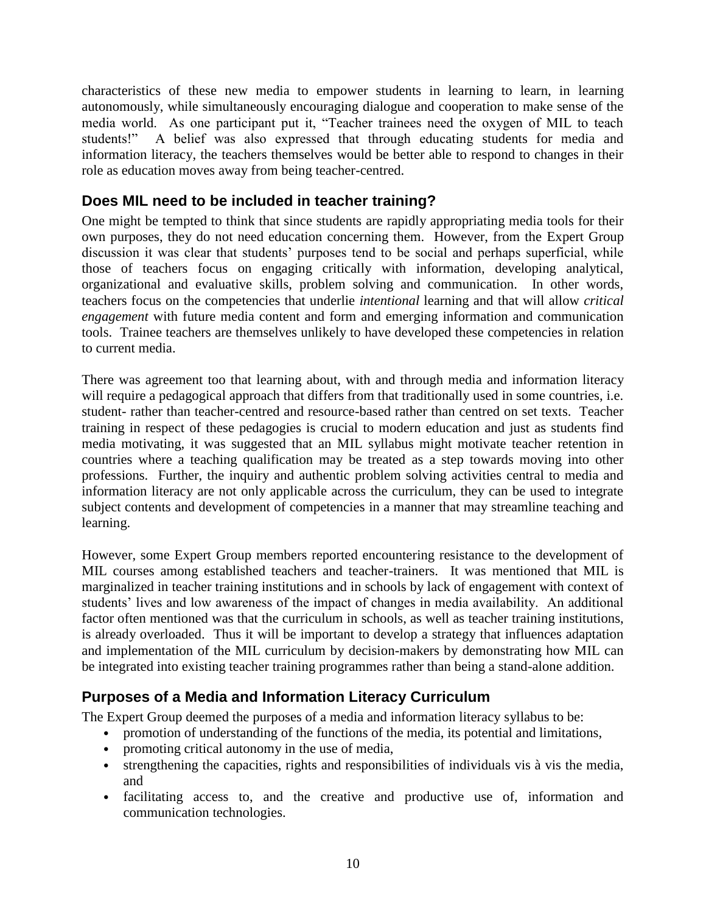characteristics of these new media to empower students in learning to learn, in learning autonomously, while simultaneously encouraging dialogue and cooperation to make sense of the media world. As one participant put it, "Teacher trainees need the oxygen of MIL to teach students!" A belief was also expressed that through educating students for media and information literacy, the teachers themselves would be better able to respond to changes in their role as education moves away from being teacher-centred.

## Does MIL need to be included in teacher training?

One might be tempted to think that since students are rapidly appropriating media tools for their own purposes, they do not need education concerning them. However, from the Expert Group discussion it was clear that students' purposes tend to be social and perhaps superficial, while those of teachers focus on engaging critically with information, developing analytical, organizational and evaluative skills, problem solving and communication. In other words, teachers focus on the competencies that underlie *intentional* learning and that will allow *critical engagement* with future media content and form and emerging information and communication tools. Trainee teachers are themselves unlikely to have developed these competencies in relation to current media.

There was agreement too that learning about, with and through media and information literacy will require a pedagogical approach that differs from that traditionally used in some countries, i.e. student- rather than teacher-centred and resource-based rather than centred on set texts. Teacher training in respect of these pedagogies is crucial to modern education and just as students find media motivating, it was suggested that an MIL syllabus might motivate teacher retention in countries where a teaching qualification may be treated as a step towards moving into other professions. Further, the inquiry and authentic problem solving activities central to media and information literacy are not only applicable across the curriculum, they can be used to integrate subject contents and development of competencies in a manner that may streamline teaching and learning.

However, some Expert Group members reported encountering resistance to the development of MIL courses among established teachers and teacher-trainers. It was mentioned that MIL is marginalized in teacher training institutions and in schools by lack of engagement with context of students' lives and low awareness of the impact of changes in media availability. An additional factor often mentioned was that the curriculum in schools, as well as teacher training institutions, is already overloaded. Thus it will be important to develop a strategy that influences adaptation and implementation of the MIL curriculum by decision-makers by demonstrating how MIL can be integrated into existing teacher training programmes rather than being a stand-alone addition.

## Purposes of a Media and Information Literacy Curriculum

The Expert Group deemed the purposes of a media and information literacy syllabus to be:

- promotion of understanding of the functions of the media, its potential and limitations,
- promoting critical autonomy in the use of media,
- strengthening the capacities, rights and responsibilities of individuals vis à vis the media, and
- facilitating access to, and the creative and productive use of, information and communication technologies.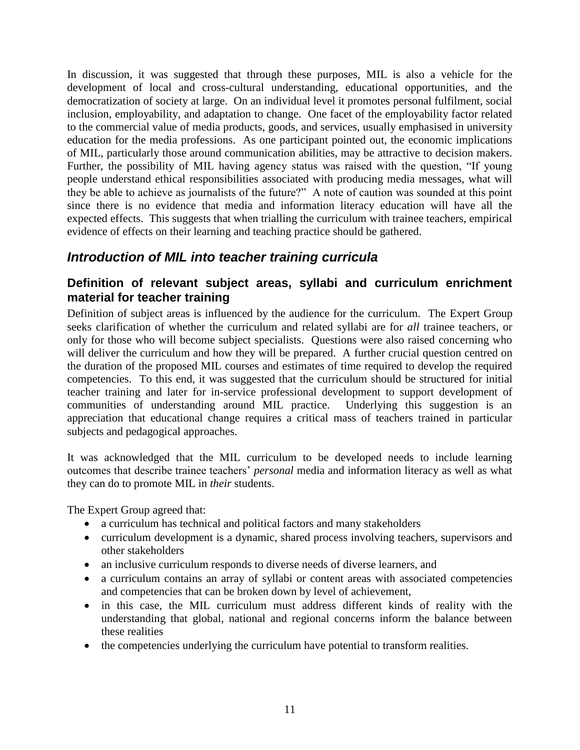In discussion, it was suggested that through these purposes, MIL is also a vehicle for the development of local and cross-cultural understanding, educational opportunities, and the democratization of society at large. On an individual level it promotes personal fulfilment, social inclusion, employability, and adaptation to change. One facet of the employability factor related to the commercial value of media products, goods, and services, usually emphasised in university education for the media professions. As one participant pointed out, the economic implications of MIL, particularly those around communication abilities, may be attractive to decision makers. Further, the possibility of MIL having agency status was raised with the question, "If young people understand ethical responsibilities associated with producing media messages, what will they be able to achieve as journalists of the future?" A note of caution was sounded at this point since there is no evidence that media and information literacy education will have all the expected effects. This suggests that when trialling the curriculum with trainee teachers, empirical evidence of effects on their learning and teaching practice should be gathered.

## *Introduction of MIL into teacher training curricula*

### Definition of relevant subject areas, syllabi and curriculum enrichment material for teacher training

Definition of subject areas is influenced by the audience for the curriculum. The Expert Group seeks clarification of whether the curriculum and related syllabi are for *all* trainee teachers, or only for those who will become subject specialists. Questions were also raised concerning who will deliver the curriculum and how they will be prepared. A further crucial question centred on the duration of the proposed MIL courses and estimates of time required to develop the required competencies. To this end, it was suggested that the curriculum should be structured for initial teacher training and later for in-service professional development to support development of communities of understanding around MIL practice. Underlying this suggestion is an appreciation that educational change requires a critical mass of teachers trained in particular subjects and pedagogical approaches.

It was acknowledged that the MIL curriculum to be developed needs to include learning outcomes that describe trainee teachers' *personal* media and information literacy as well as what they can do to promote MIL in *their* students.

The Expert Group agreed that:

- a curriculum has technical and political factors and many stakeholders
- curriculum development is a dynamic, shared process involving teachers, supervisors and other stakeholders
- an inclusive curriculum responds to diverse needs of diverse learners, and
- a curriculum contains an array of syllabi or content areas with associated competencies and competencies that can be broken down by level of achievement,
- in this case, the MIL curriculum must address different kinds of reality with the understanding that global, national and regional concerns inform the balance between these realities
- the competencies underlying the curriculum have potential to transform realities.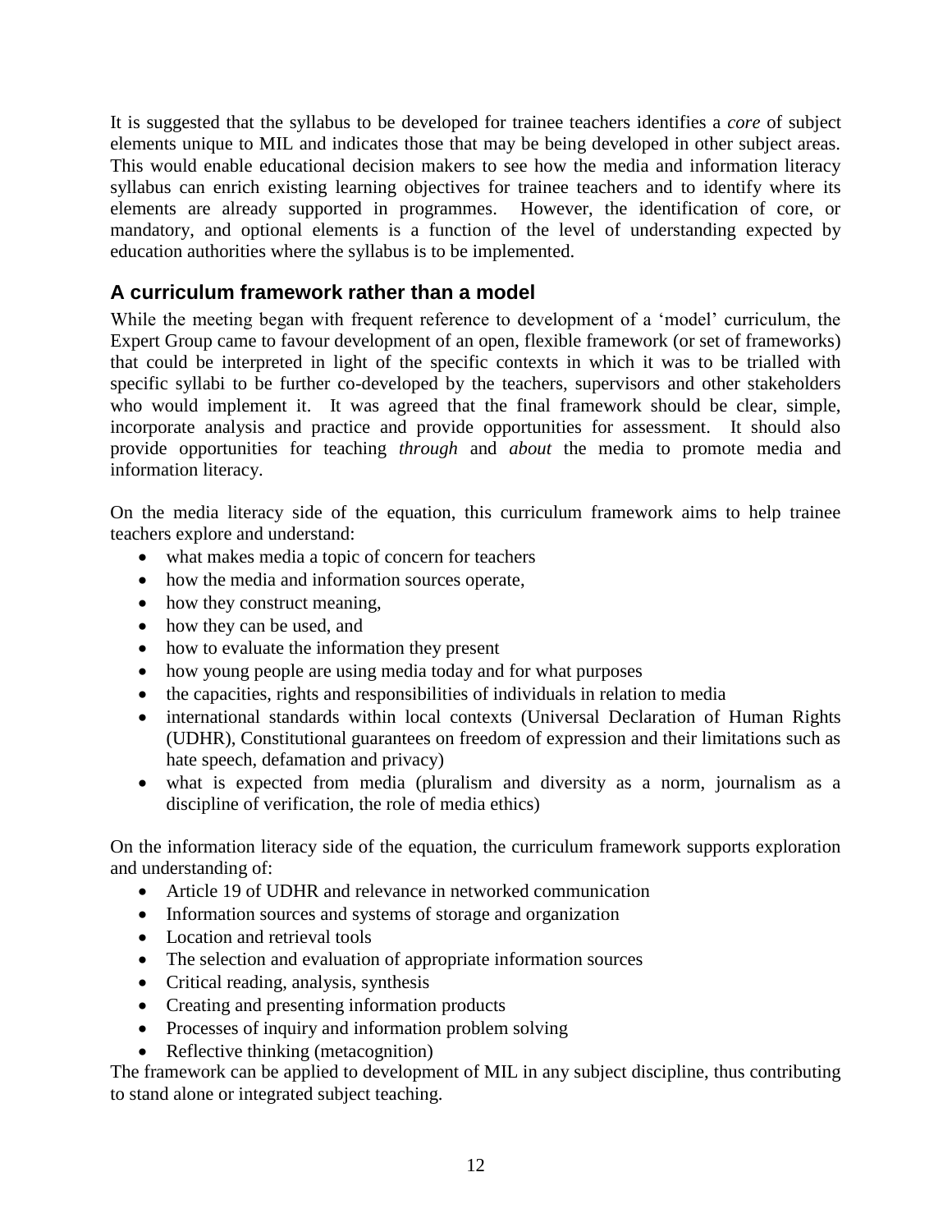It is suggested that the syllabus to be developed for trainee teachers identifies a *core* of subject elements unique to MIL and indicates those that may be being developed in other subject areas. This would enable educational decision makers to see how the media and information literacy syllabus can enrich existing learning objectives for trainee teachers and to identify where its elements are already supported in programmes. However, the identification of core, or mandatory, and optional elements is a function of the level of understanding expected by education authorities where the syllabus is to be implemented.

## A curriculum framework rather than a model

While the meeting began with frequent reference to development of a 'model' curriculum, the Expert Group came to favour development of an open, flexible framework (or set of frameworks) that could be interpreted in light of the specific contexts in which it was to be trialled with specific syllabi to be further co-developed by the teachers, supervisors and other stakeholders who would implement it. It was agreed that the final framework should be clear, simple, incorporate analysis and practice and provide opportunities for assessment. It should also provide opportunities for teaching *through* and *about* the media to promote media and information literacy.

On the media literacy side of the equation, this curriculum framework aims to help trainee teachers explore and understand:

- what makes media a topic of concern for teachers
- how the media and information sources operate,
- how they construct meaning,
- how they can be used, and
- how to evaluate the information they present
- how young people are using media today and for what purposes
- the capacities, rights and responsibilities of individuals in relation to media
- international standards within local contexts (Universal Declaration of Human Rights (UDHR), Constitutional guarantees on freedom of expression and their limitations such as hate speech, defamation and privacy)
- what is expected from media (pluralism and diversity as a norm, journalism as a discipline of verification, the role of media ethics)

On the information literacy side of the equation, the curriculum framework supports exploration and understanding of:

- Article 19 of UDHR and relevance in networked communication
- Information sources and systems of storage and organization
- Location and retrieval tools
- The selection and evaluation of appropriate information sources
- Critical reading, analysis, synthesis
- Creating and presenting information products
- Processes of inquiry and information problem solving
- Reflective thinking (metacognition)

The framework can be applied to development of MIL in any subject discipline, thus contributing to stand alone or integrated subject teaching.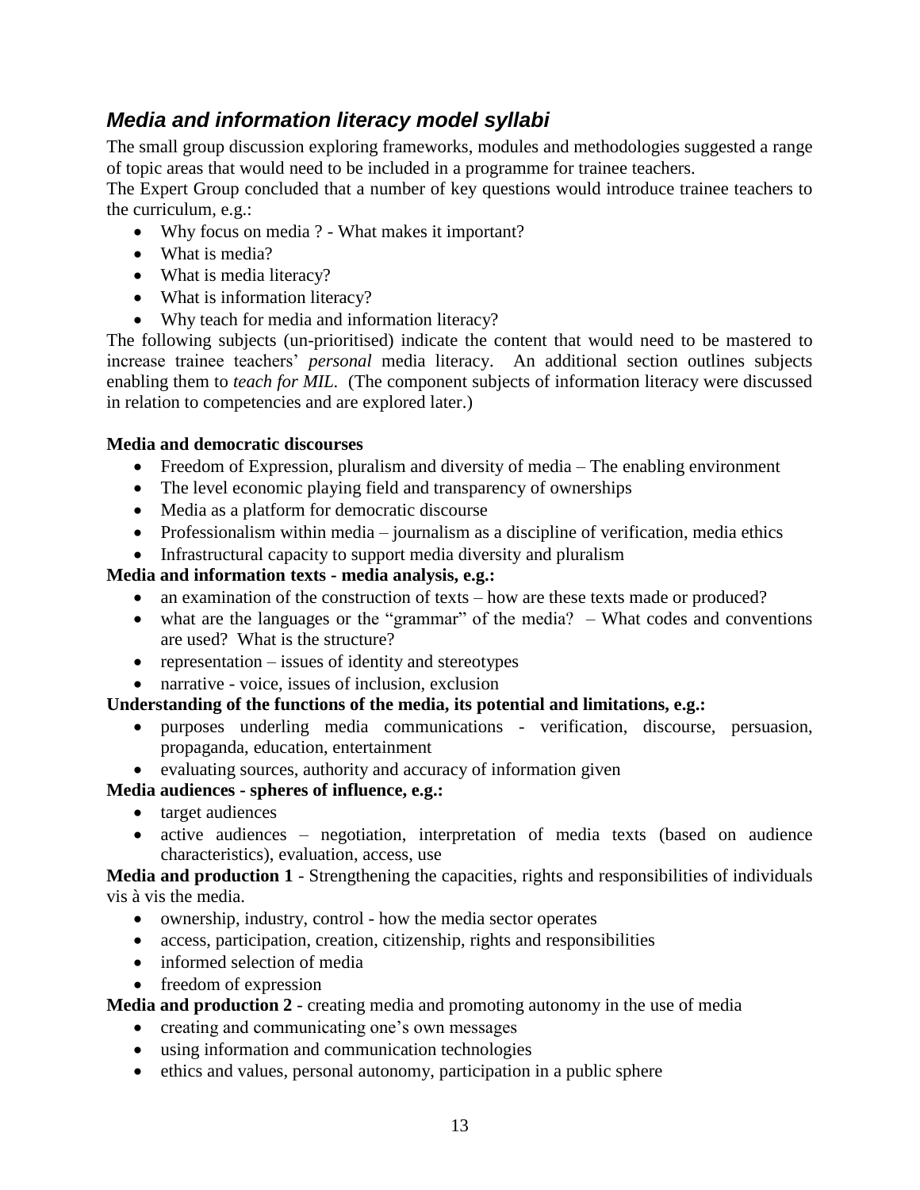## *Media and information literacy model syllabi*

The small group discussion exploring frameworks, modules and methodologies suggested a range of topic areas that would need to be included in a programme for trainee teachers.
The Expert Group concluded that a number of key questions would introduce trainee teachers to the curriculum, e.g.:

- Why focus on media ? - What makes it important?
- What is media?
- What is media literacy?
- What is information literacy?
- Why teach for media and information literacy?

The following subjects (un-prioritised) indicate the content that would need to be mastered to increase trainee teachers' *personal* media literacy. An additional section outlines subjects enabling them to *teach for MIL*. (The component subjects of information literacy were discussed in relation to competencies and are explored later.)

**Media and democratic discourses**

- Freedom of Expression, pluralism and diversity of media – The enabling environment
- The level economic playing field and transparency of ownerships
- Media as a platform for democratic discourse
- Professionalism within media – journalism as a discipline of verification, media ethics
- Infrastructural capacity to support media diversity and pluralism

**Media and information texts - media analysis, e.g.:**

- an examination of the construction of texts – how are these texts made or produced?
- what are the languages or the "grammar" of the media? – What codes and conventions are used? What is the structure?
- representation – issues of identity and stereotypes
- narrative - voice, issues of inclusion, exclusion

**Understanding of the functions of the media, its potential and limitations, e.g.:**

- purposes underling media communications - verification, discourse, persuasion, propaganda, education, entertainment
- evaluating sources, authority and accuracy of information given

**Media audiences - spheres of influence, e.g.:**

- target audiences
- active audiences – negotiation, interpretation of media texts (based on audience characteristics), evaluation, access, use

**Media and production 1** - Strengthening the capacities, rights and responsibilities of individuals vis à vis the media.

- ownership, industry, control - how the media sector operates
- access, participation, creation, citizenship, rights and responsibilities
- informed selection of media
- freedom of expression

**Media and production 2** - creating media and promoting autonomy in the use of media

- creating and communicating one's own messages
- using information and communication technologies
- ethics and values, personal autonomy, participation in a public sphere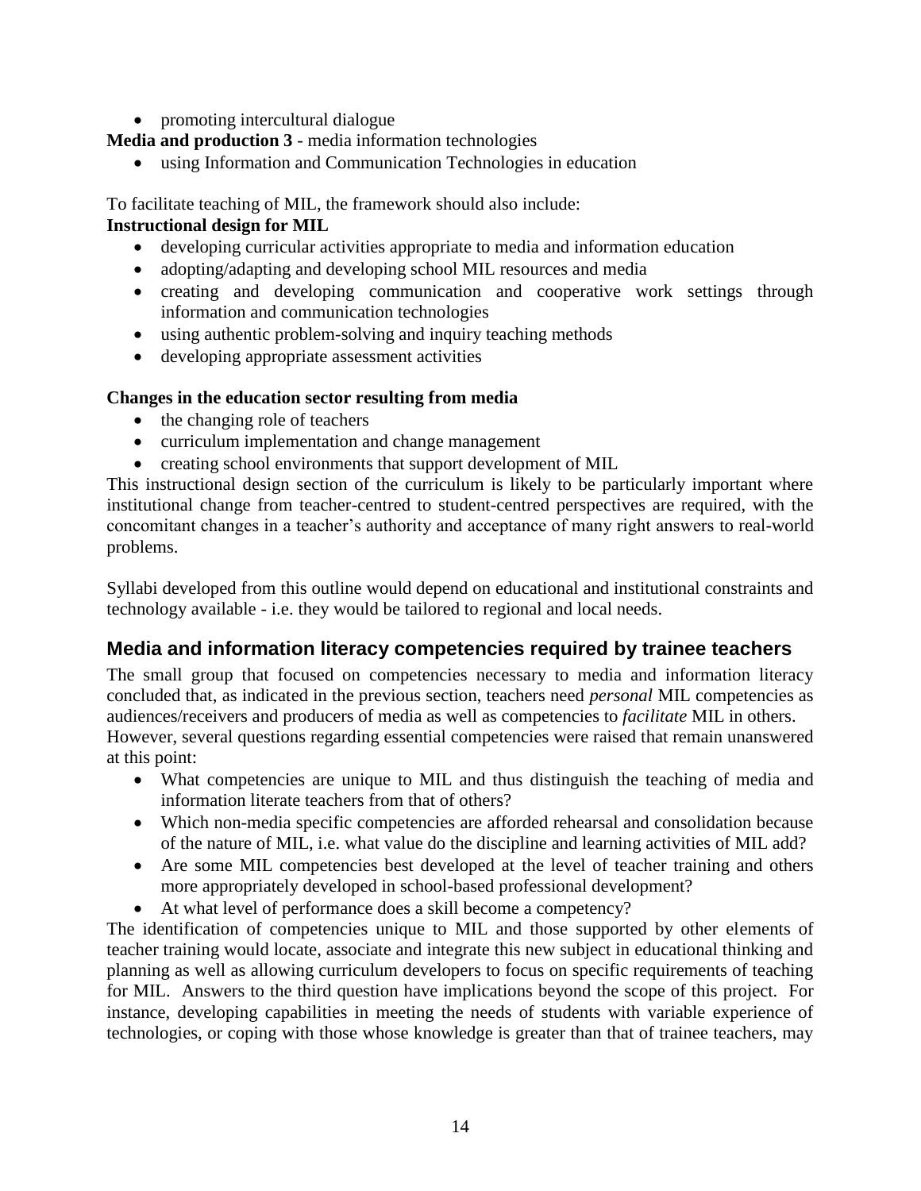- promoting intercultural dialogue

**Media and production 3** - media information technologies

- using Information and Communication Technologies in education

To facilitate teaching of MIL, the framework should also include:

**Instructional design for MIL**

- developing curricular activities appropriate to media and information education
- adopting/adapting and developing school MIL resources and media
- creating and developing communication and cooperative work settings through information and communication technologies
- using authentic problem-solving and inquiry teaching methods
- developing appropriate assessment activities

**Changes in the education sector resulting from media**

- the changing role of teachers
- curriculum implementation and change management
- creating school environments that support development of MIL

This instructional design section of the curriculum is likely to be particularly important where institutional change from teacher-centred to student-centred perspectives are required, with the concomitant changes in a teacher's authority and acceptance of many right answers to real-world problems.

Syllabi developed from this outline would depend on educational and institutional constraints and technology available - i.e. they would be tailored to regional and local needs.

## Media and information literacy competencies required by trainee teachers

The small group that focused on competencies necessary to media and information literacy concluded that, as indicated in the previous section, teachers need *personal* MIL competencies as audiences/receivers and producers of media as well as competencies to *facilitate* MIL in others. However, several questions regarding essential competencies were raised that remain unanswered at this point:

- What competencies are unique to MIL and thus distinguish the teaching of media and information literate teachers from that of others?
- Which non-media specific competencies are afforded rehearsal and consolidation because of the nature of MIL, i.e. what value do the discipline and learning activities of MIL add?
- Are some MIL competencies best developed at the level of teacher training and others more appropriately developed in school-based professional development?
- At what level of performance does a skill become a competency?

The identification of competencies unique to MIL and those supported by other elements of teacher training would locate, associate and integrate this new subject in educational thinking and planning as well as allowing curriculum developers to focus on specific requirements of teaching for MIL. Answers to the third question have implications beyond the scope of this project. For instance, developing capabilities in meeting the needs of students with variable experience of technologies, or coping with those whose knowledge is greater than that of trainee teachers, may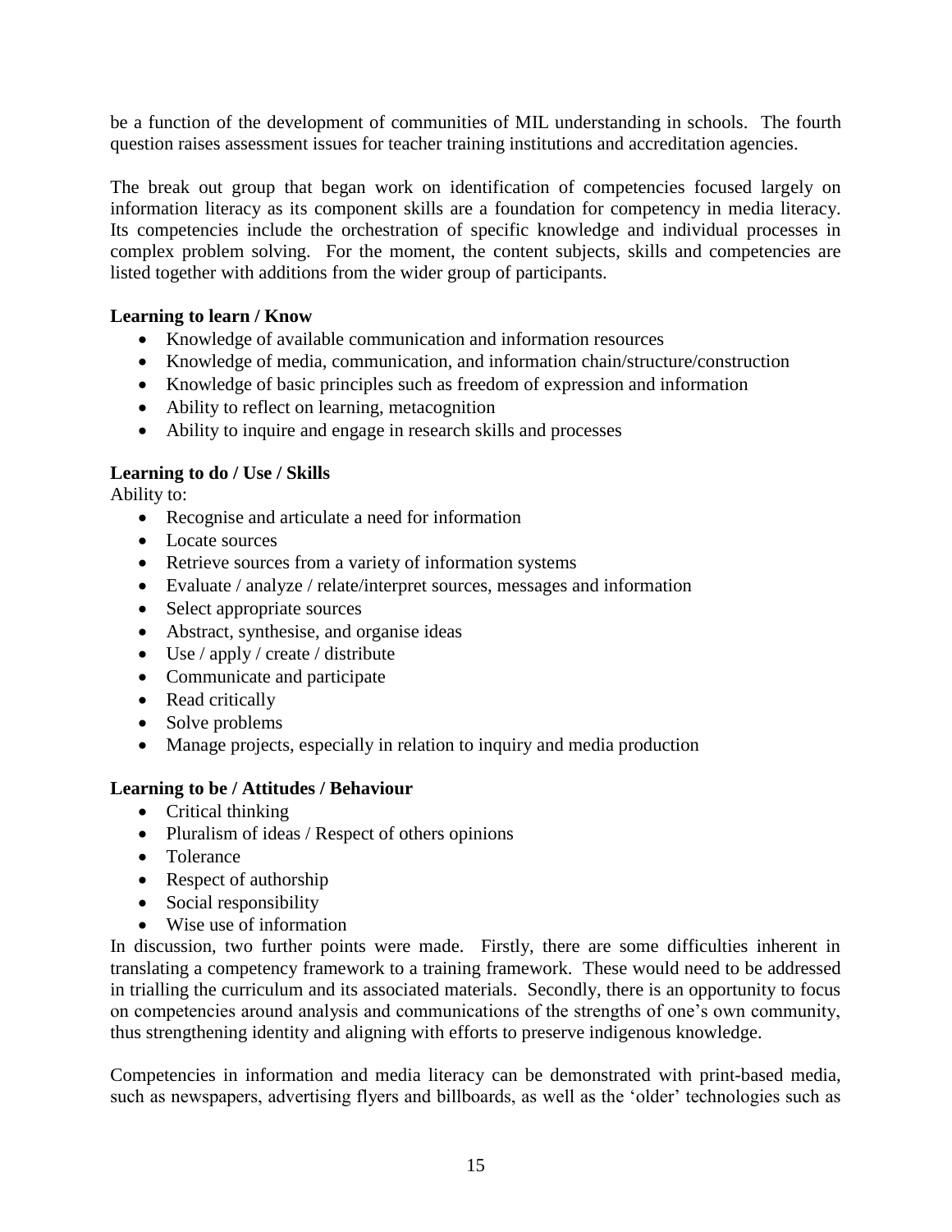be a function of the development of communities of MIL understanding in schools. The fourth question raises assessment issues for teacher training institutions and accreditation agencies.

The break out group that began work on identification of competencies focused largely on information literacy as its component skills are a foundation for competency in media literacy. Its competencies include the orchestration of specific knowledge and individual processes in complex problem solving. For the moment, the content subjects, skills and competencies are listed together with additions from the wider group of participants.

**Learning to learn / Know**

- Knowledge of available communication and information resources
- Knowledge of media, communication, and information chain/structure/construction
- Knowledge of basic principles such as freedom of expression and information
- Ability to reflect on learning, metacognition
- Ability to inquire and engage in research skills and processes

**Learning to do / Use / Skills**

Ability to:

- Recognise and articulate a need for information
- Locate sources
- Retrieve sources from a variety of information systems
- Evaluate / analyze / relate/interpret sources, messages and information
- Select appropriate sources
- Abstract, synthesise, and organise ideas
- Use / apply / create / distribute
- Communicate and participate
- Read critically
- Solve problems
- Manage projects, especially in relation to inquiry and media production

**Learning to be / Attitudes / Behaviour**

- Critical thinking
- Pluralism of ideas / Respect of others opinions
- Tolerance
- Respect of authorship
- Social responsibility
- Wise use of information

In discussion, two further points were made. Firstly, there are some difficulties inherent in translating a competency framework to a training framework. These would need to be addressed in trialling the curriculum and its associated materials. Secondly, there is an opportunity to focus on competencies around analysis and communications of the strengths of one's own community, thus strengthening identity and aligning with efforts to preserve indigenous knowledge.

Competencies in information and media literacy can be demonstrated with print-based media, such as newspapers, advertising flyers and billboards, as well as the 'older' technologies such as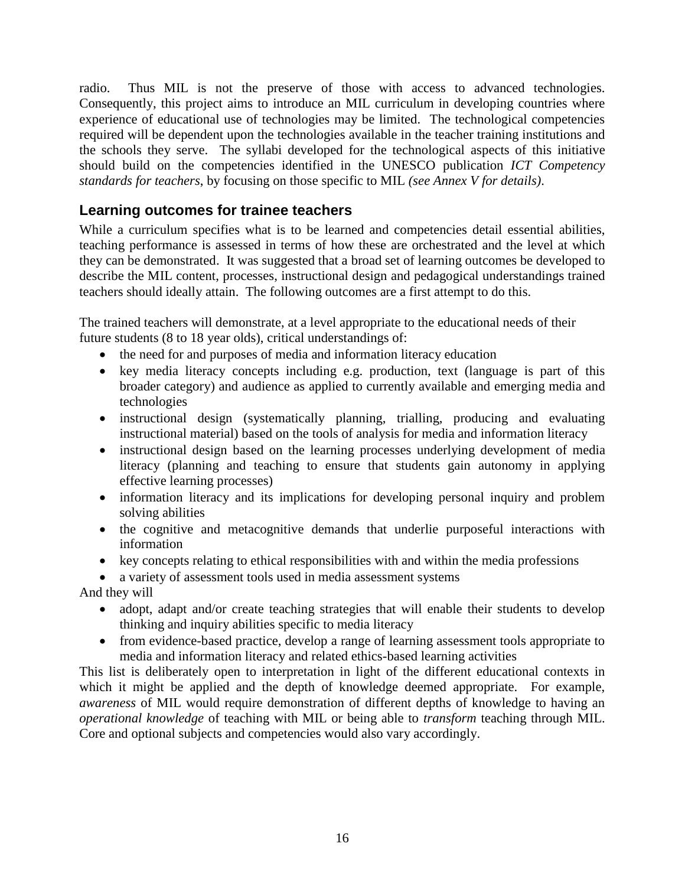radio. Thus MIL is not the preserve of those with access to advanced technologies. Consequently, this project aims to introduce an MIL curriculum in developing countries where experience of educational use of technologies may be limited. The technological competencies required will be dependent upon the technologies available in the teacher training institutions and the schools they serve. The syllabi developed for the technological aspects of this initiative should build on the competencies identified in the UNESCO publication *ICT Competency standards for teachers*, by focusing on those specific to MIL *(see Annex V for details)*.

## Learning outcomes for trainee teachers

While a curriculum specifies what is to be learned and competencies detail essential abilities, teaching performance is assessed in terms of how these are orchestrated and the level at which they can be demonstrated. It was suggested that a broad set of learning outcomes be developed to describe the MIL content, processes, instructional design and pedagogical understandings trained teachers should ideally attain. The following outcomes are a first attempt to do this.

The trained teachers will demonstrate, at a level appropriate to the educational needs of their future students (8 to 18 year olds), critical understandings of:

- the need for and purposes of media and information literacy education
- key media literacy concepts including e.g. production, text (language is part of this broader category) and audience as applied to currently available and emerging media and technologies
- instructional design (systematically planning, trialling, producing and evaluating instructional material) based on the tools of analysis for media and information literacy
- instructional design based on the learning processes underlying development of media literacy (planning and teaching to ensure that students gain autonomy in applying effective learning processes)
- information literacy and its implications for developing personal inquiry and problem solving abilities
- the cognitive and metacognitive demands that underlie purposeful interactions with information
- key concepts relating to ethical responsibilities with and within the media professions
- a variety of assessment tools used in media assessment systems

And they will

- adopt, adapt and/or create teaching strategies that will enable their students to develop thinking and inquiry abilities specific to media literacy
- from evidence-based practice, develop a range of learning assessment tools appropriate to media and information literacy and related ethics-based learning activities

This list is deliberately open to interpretation in light of the different educational contexts in which it might be applied and the depth of knowledge deemed appropriate. For example, *awareness* of MIL would require demonstration of different depths of knowledge to having an *operational knowledge* of teaching with MIL or being able to *transform* teaching through MIL. Core and optional subjects and competencies would also vary accordingly.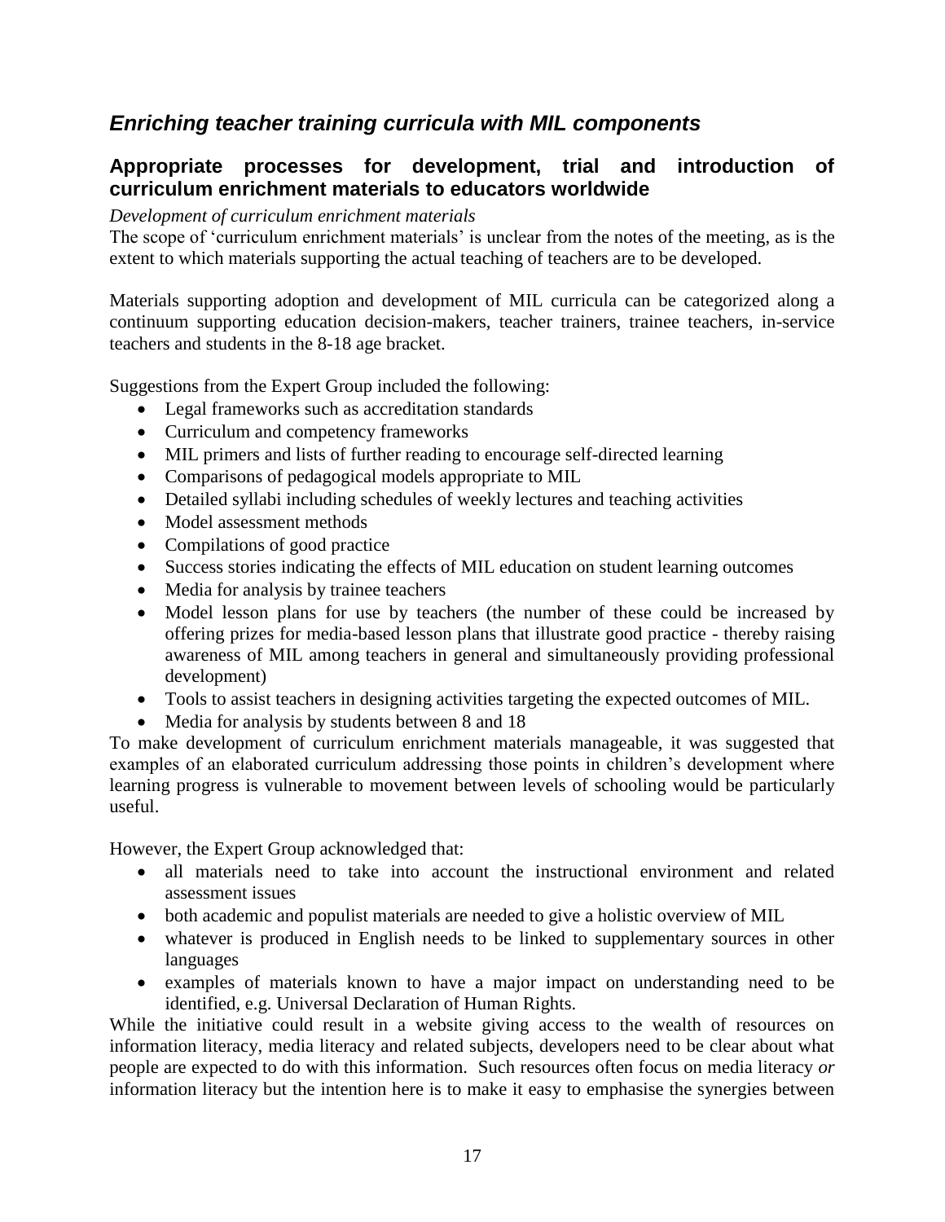## *Enriching teacher training curricula with MIL components*

### Appropriate processes for development, trial and introduction of curriculum enrichment materials to educators worldwide

*Development of curriculum enrichment materials*

The scope of 'curriculum enrichment materials' is unclear from the notes of the meeting, as is the extent to which materials supporting the actual teaching of teachers are to be developed.

Materials supporting adoption and development of MIL curricula can be categorized along a continuum supporting education decision-makers, teacher trainers, trainee teachers, in-service teachers and students in the 8-18 age bracket.

Suggestions from the Expert Group included the following:

- Legal frameworks such as accreditation standards
- Curriculum and competency frameworks
- MIL primers and lists of further reading to encourage self-directed learning
- Comparisons of pedagogical models appropriate to MIL
- Detailed syllabi including schedules of weekly lectures and teaching activities
- Model assessment methods
- Compilations of good practice
- Success stories indicating the effects of MIL education on student learning outcomes
- Media for analysis by trainee teachers
- Model lesson plans for use by teachers (the number of these could be increased by offering prizes for media-based lesson plans that illustrate good practice - thereby raising awareness of MIL among teachers in general and simultaneously providing professional development)
- Tools to assist teachers in designing activities targeting the expected outcomes of MIL.
- Media for analysis by students between 8 and 18

To make development of curriculum enrichment materials manageable, it was suggested that examples of an elaborated curriculum addressing those points in children's development where learning progress is vulnerable to movement between levels of schooling would be particularly useful.

However, the Expert Group acknowledged that:

- all materials need to take into account the instructional environment and related assessment issues
- both academic and populist materials are needed to give a holistic overview of MIL
- whatever is produced in English needs to be linked to supplementary sources in other languages
- examples of materials known to have a major impact on understanding need to be identified, e.g. Universal Declaration of Human Rights.

While the initiative could result in a website giving access to the wealth of resources on information literacy, media literacy and related subjects, developers need to be clear about what people are expected to do with this information. Such resources often focus on media literacy *or* information literacy but the intention here is to make it easy to emphasise the synergies between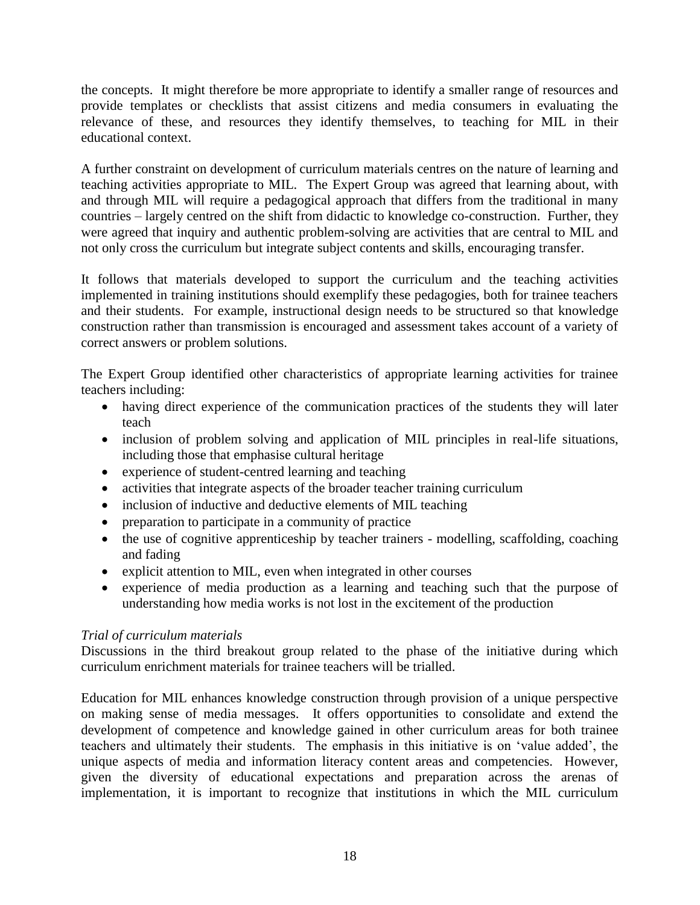the concepts. It might therefore be more appropriate to identify a smaller range of resources and provide templates or checklists that assist citizens and media consumers in evaluating the relevance of these, and resources they identify themselves, to teaching for MIL in their educational context.

A further constraint on development of curriculum materials centres on the nature of learning and teaching activities appropriate to MIL. The Expert Group was agreed that learning about, with and through MIL will require a pedagogical approach that differs from the traditional in many countries – largely centred on the shift from didactic to knowledge co-construction. Further, they were agreed that inquiry and authentic problem-solving are activities that are central to MIL and not only cross the curriculum but integrate subject contents and skills, encouraging transfer.

It follows that materials developed to support the curriculum and the teaching activities implemented in training institutions should exemplify these pedagogies, both for trainee teachers and their students. For example, instructional design needs to be structured so that knowledge construction rather than transmission is encouraged and assessment takes account of a variety of correct answers or problem solutions.

The Expert Group identified other characteristics of appropriate learning activities for trainee teachers including:

- having direct experience of the communication practices of the students they will later teach
- inclusion of problem solving and application of MIL principles in real-life situations, including those that emphasise cultural heritage
- experience of student-centred learning and teaching
- activities that integrate aspects of the broader teacher training curriculum
- inclusion of inductive and deductive elements of MIL teaching
- preparation to participate in a community of practice
- the use of cognitive apprenticeship by teacher trainers - modelling, scaffolding, coaching and fading
- explicit attention to MIL, even when integrated in other courses
- experience of media production as a learning and teaching such that the purpose of understanding how media works is not lost in the excitement of the production

*Trial of curriculum materials*

Discussions in the third breakout group related to the phase of the initiative during which curriculum enrichment materials for trainee teachers will be trialled.

Education for MIL enhances knowledge construction through provision of a unique perspective on making sense of media messages. It offers opportunities to consolidate and extend the development of competence and knowledge gained in other curriculum areas for both trainee teachers and ultimately their students. The emphasis in this initiative is on 'value added', the unique aspects of media and information literacy content areas and competencies. However, given the diversity of educational expectations and preparation across the arenas of implementation, it is important to recognize that institutions in which the MIL curriculum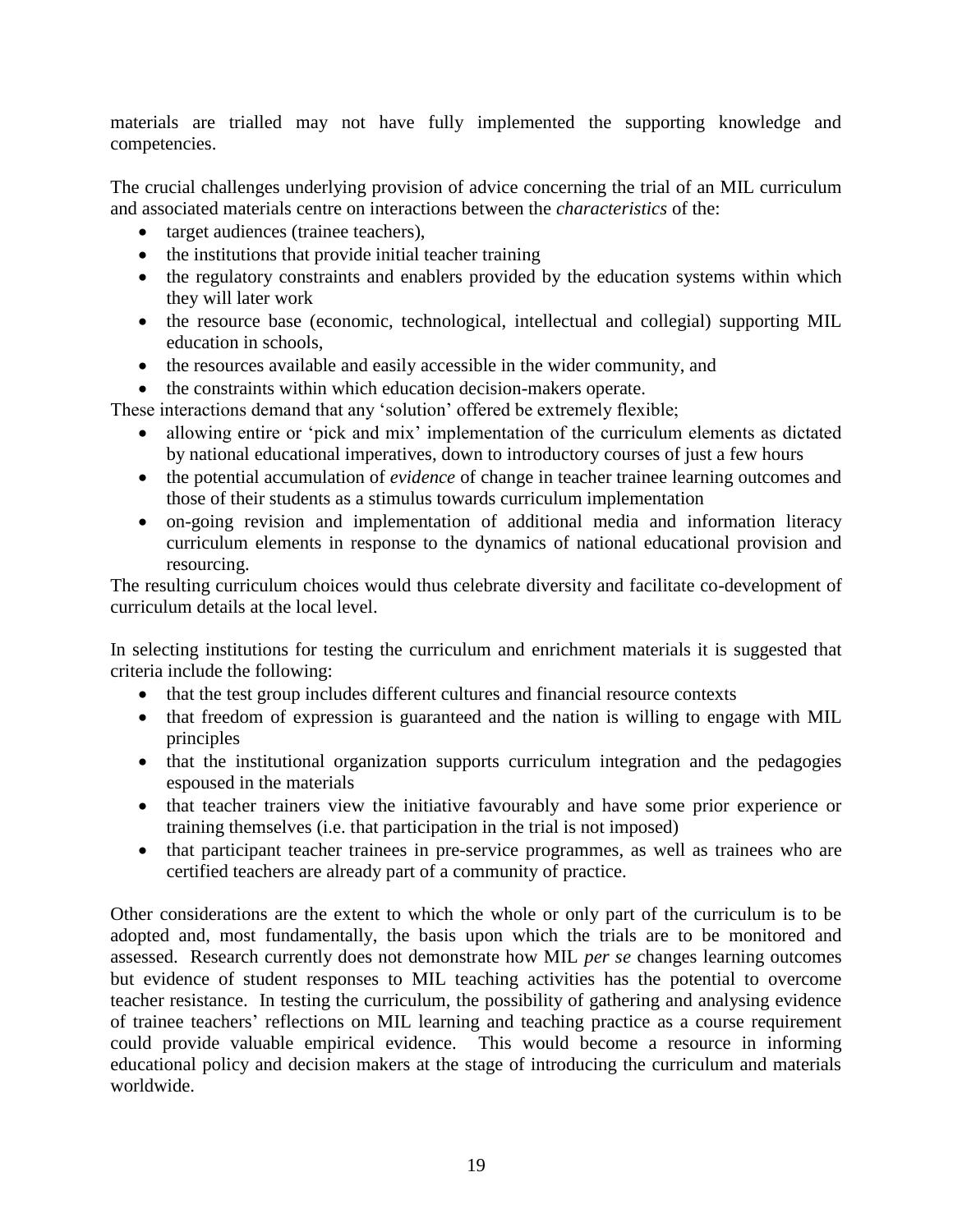materials are trialled may not have fully implemented the supporting knowledge and competencies.

The crucial challenges underlying provision of advice concerning the trial of an MIL curriculum and associated materials centre on interactions between the *characteristics* of the:

- target audiences (trainee teachers),
- the institutions that provide initial teacher training
- the regulatory constraints and enablers provided by the education systems within which they will later work
- the resource base (economic, technological, intellectual and collegial) supporting MIL education in schools,
- the resources available and easily accessible in the wider community, and
- the constraints within which education decision-makers operate.

These interactions demand that any 'solution' offered be extremely flexible;

- allowing entire or 'pick and mix' implementation of the curriculum elements as dictated by national educational imperatives, down to introductory courses of just a few hours
- the potential accumulation of *evidence* of change in teacher trainee learning outcomes and those of their students as a stimulus towards curriculum implementation
- on-going revision and implementation of additional media and information literacy curriculum elements in response to the dynamics of national educational provision and resourcing.

The resulting curriculum choices would thus celebrate diversity and facilitate co-development of curriculum details at the local level.

In selecting institutions for testing the curriculum and enrichment materials it is suggested that criteria include the following:

- that the test group includes different cultures and financial resource contexts
- that freedom of expression is guaranteed and the nation is willing to engage with MIL principles
- that the institutional organization supports curriculum integration and the pedagogies espoused in the materials
- that teacher trainers view the initiative favourably and have some prior experience or training themselves (i.e. that participation in the trial is not imposed)
- that participant teacher trainees in pre-service programmes, as well as trainees who are certified teachers are already part of a community of practice.

Other considerations are the extent to which the whole or only part of the curriculum is to be adopted and, most fundamentally, the basis upon which the trials are to be monitored and assessed. Research currently does not demonstrate how MIL *per se* changes learning outcomes but evidence of student responses to MIL teaching activities has the potential to overcome teacher resistance. In testing the curriculum, the possibility of gathering and analysing evidence of trainee teachers' reflections on MIL learning and teaching practice as a course requirement could provide valuable empirical evidence. This would become a resource in informing educational policy and decision makers at the stage of introducing the curriculum and materials worldwide.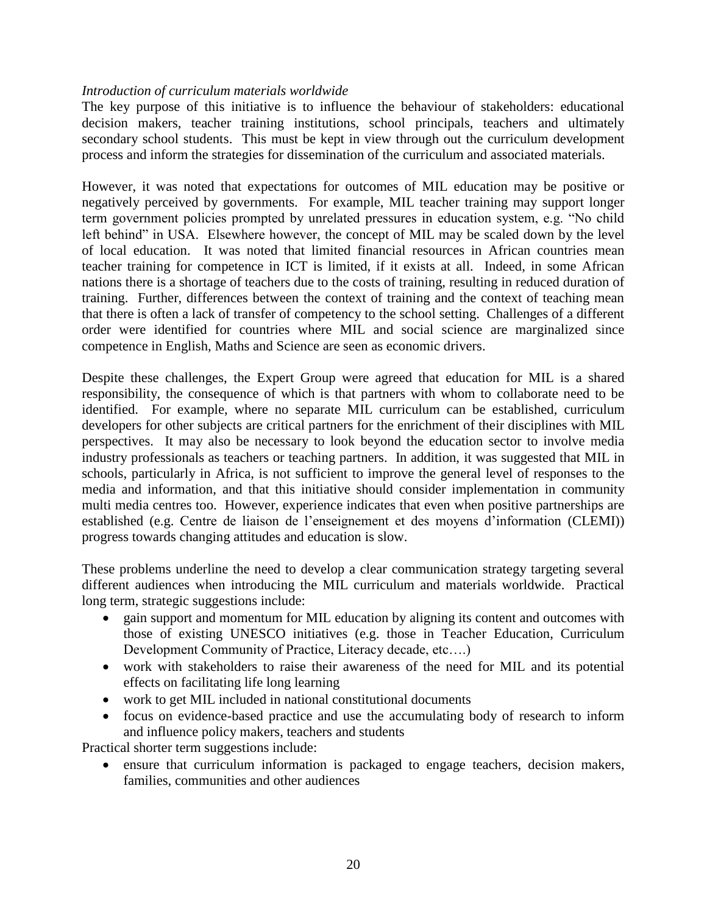*Introduction of curriculum materials worldwide*

The key purpose of this initiative is to influence the behaviour of stakeholders: educational decision makers, teacher training institutions, school principals, teachers and ultimately secondary school students. This must be kept in view through out the curriculum development process and inform the strategies for dissemination of the curriculum and associated materials.

However, it was noted that expectations for outcomes of MIL education may be positive or negatively perceived by governments. For example, MIL teacher training may support longer term government policies prompted by unrelated pressures in education system, e.g. "No child left behind" in USA. Elsewhere however, the concept of MIL may be scaled down by the level of local education. It was noted that limited financial resources in African countries mean teacher training for competence in ICT is limited, if it exists at all. Indeed, in some African nations there is a shortage of teachers due to the costs of training, resulting in reduced duration of training. Further, differences between the context of training and the context of teaching mean that there is often a lack of transfer of competency to the school setting. Challenges of a different order were identified for countries where MIL and social science are marginalized since competence in English, Maths and Science are seen as economic drivers.

Despite these challenges, the Expert Group were agreed that education for MIL is a shared responsibility, the consequence of which is that partners with whom to collaborate need to be identified. For example, where no separate MIL curriculum can be established, curriculum developers for other subjects are critical partners for the enrichment of their disciplines with MIL perspectives. It may also be necessary to look beyond the education sector to involve media industry professionals as teachers or teaching partners. In addition, it was suggested that MIL in schools, particularly in Africa, is not sufficient to improve the general level of responses to the media and information, and that this initiative should consider implementation in community multi media centres too. However, experience indicates that even when positive partnerships are established (e.g. Centre de liaison de l'enseignement et des moyens d'information (CLEMI)) progress towards changing attitudes and education is slow.

These problems underline the need to develop a clear communication strategy targeting several different audiences when introducing the MIL curriculum and materials worldwide. Practical long term, strategic suggestions include:

- gain support and momentum for MIL education by aligning its content and outcomes with those of existing UNESCO initiatives (e.g. those in Teacher Education, Curriculum Development Community of Practice, Literacy decade, etc….)
- work with stakeholders to raise their awareness of the need for MIL and its potential effects on facilitating life long learning
- work to get MIL included in national constitutional documents
- focus on evidence-based practice and use the accumulating body of research to inform and influence policy makers, teachers and students

Practical shorter term suggestions include:

- ensure that curriculum information is packaged to engage teachers, decision makers, families, communities and other audiences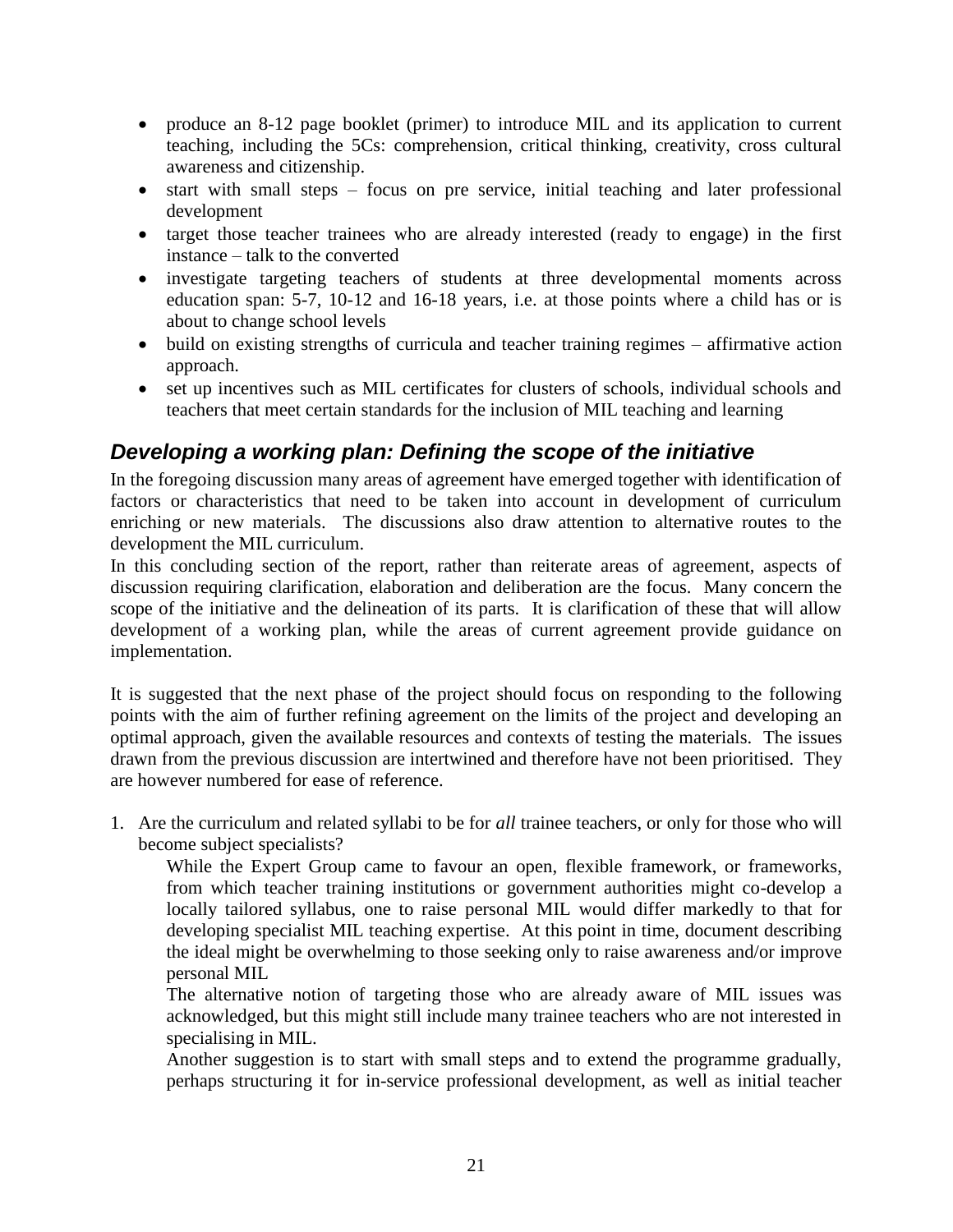- produce an 8-12 page booklet (primer) to introduce MIL and its application to current teaching, including the 5Cs: comprehension, critical thinking, creativity, cross cultural awareness and citizenship.
- start with small steps – focus on pre service, initial teaching and later professional development
- target those teacher trainees who are already interested (ready to engage) in the first instance – talk to the converted
- investigate targeting teachers of students at three developmental moments across education span: 5-7, 10-12 and 16-18 years, i.e. at those points where a child has or is about to change school levels
- build on existing strengths of curricula and teacher training regimes – affirmative action approach.
- set up incentives such as MIL certificates for clusters of schools, individual schools and teachers that meet certain standards for the inclusion of MIL teaching and learning

## *Developing a working plan: Defining the scope of the initiative*

In the foregoing discussion many areas of agreement have emerged together with identification of factors or characteristics that need to be taken into account in development of curriculum enriching or new materials. The discussions also draw attention to alternative routes to the development the MIL curriculum.

In this concluding section of the report, rather than reiterate areas of agreement, aspects of discussion requiring clarification, elaboration and deliberation are the focus. Many concern the scope of the initiative and the delineation of its parts. It is clarification of these that will allow development of a working plan, while the areas of current agreement provide guidance on implementation.

It is suggested that the next phase of the project should focus on responding to the following points with the aim of further refining agreement on the limits of the project and developing an optimal approach, given the available resources and contexts of testing the materials. The issues drawn from the previous discussion are intertwined and therefore have not been prioritised. They are however numbered for ease of reference.

1. Are the curriculum and related syllabi to be for *all* trainee teachers, or only for those who will become subject specialists?

   While the Expert Group came to favour an open, flexible framework, or frameworks, from which teacher training institutions or government authorities might co-develop a locally tailored syllabus, one to raise personal MIL would differ markedly to that for developing specialist MIL teaching expertise. At this point in time, document describing the ideal might be overwhelming to those seeking only to raise awareness and/or improve personal MIL

   The alternative notion of targeting those who are already aware of MIL issues was acknowledged, but this might still include many trainee teachers who are not interested in specialising in MIL.

   Another suggestion is to start with small steps and to extend the programme gradually, perhaps structuring it for in-service professional development, as well as initial teacher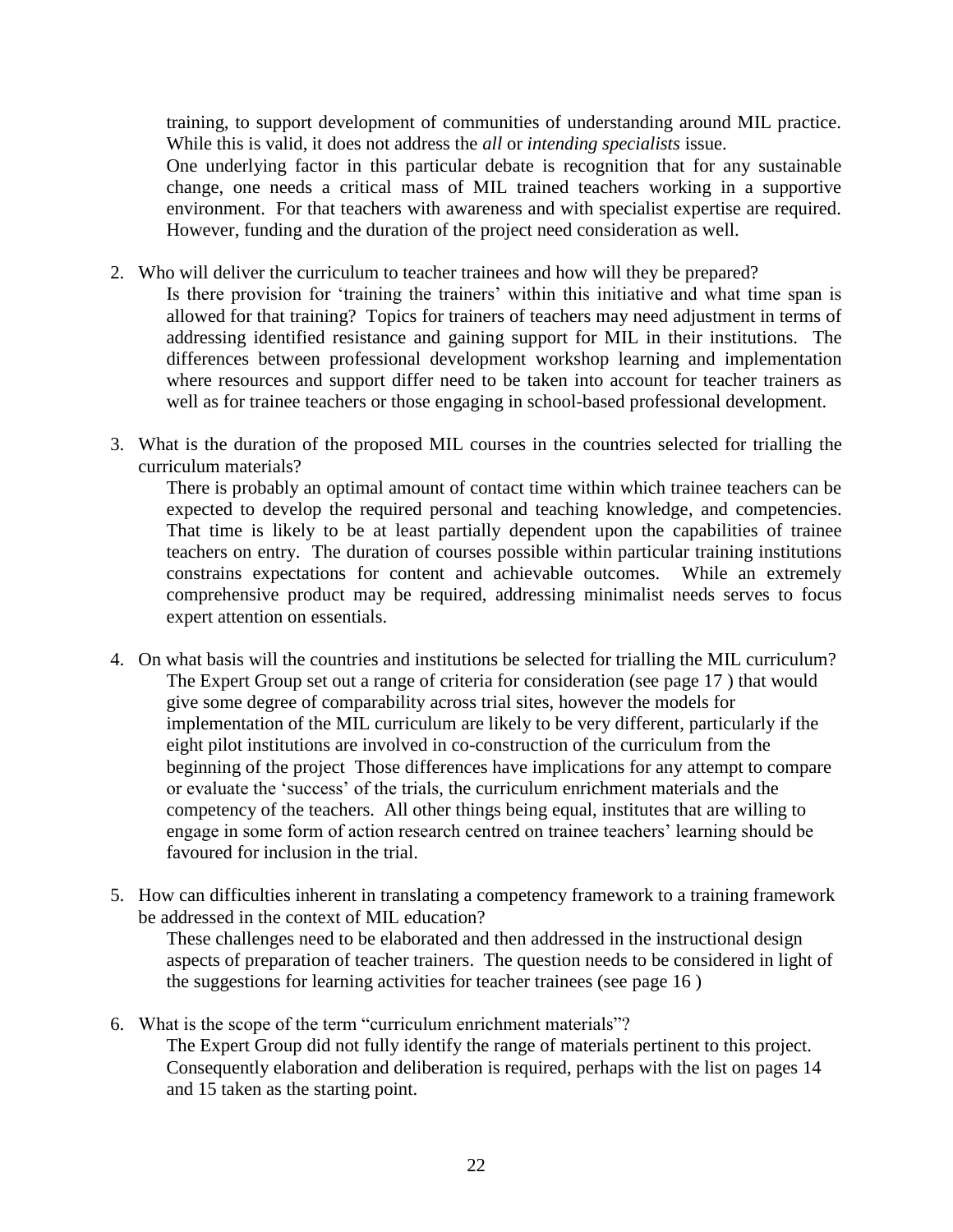training, to support development of communities of understanding around MIL practice. While this is valid, it does not address the *all* or *intending specialists* issue.

One underlying factor in this particular debate is recognition that for any sustainable change, one needs a critical mass of MIL trained teachers working in a supportive environment. For that teachers with awareness and with specialist expertise are required. However, funding and the duration of the project need consideration as well.

2. Who will deliver the curriculum to teacher trainees and how will they be prepared?

   Is there provision for 'training the trainers' within this initiative and what time span is allowed for that training? Topics for trainers of teachers may need adjustment in terms of addressing identified resistance and gaining support for MIL in their institutions. The differences between professional development workshop learning and implementation where resources and support differ need to be taken into account for teacher trainers as well as for trainee teachers or those engaging in school-based professional development.

3. What is the duration of the proposed MIL courses in the countries selected for trialling the curriculum materials?

   There is probably an optimal amount of contact time within which trainee teachers can be expected to develop the required personal and teaching knowledge, and competencies. That time is likely to be at least partially dependent upon the capabilities of trainee teachers on entry. The duration of courses possible within particular training institutions constrains expectations for content and achievable outcomes. While an extremely comprehensive product may be required, addressing minimalist needs serves to focus expert attention on essentials.

4. On what basis will the countries and institutions be selected for trialling the MIL curriculum?

   The Expert Group set out a range of criteria for consideration (see page 17 ) that would give some degree of comparability across trial sites, however the models for implementation of the MIL curriculum are likely to be very different, particularly if the eight pilot institutions are involved in co-construction of the curriculum from the beginning of the project Those differences have implications for any attempt to compare or evaluate the 'success' of the trials, the curriculum enrichment materials and the competency of the teachers. All other things being equal, institutes that are willing to engage in some form of action research centred on trainee teachers' learning should be favoured for inclusion in the trial.

5. How can difficulties inherent in translating a competency framework to a training framework be addressed in the context of MIL education?

   These challenges need to be elaborated and then addressed in the instructional design aspects of preparation of teacher trainers. The question needs to be considered in light of the suggestions for learning activities for teacher trainees (see page 16 )

6. What is the scope of the term "curriculum enrichment materials"?

   The Expert Group did not fully identify the range of materials pertinent to this project. Consequently elaboration and deliberation is required, perhaps with the list on pages 14 and 15 taken as the starting point.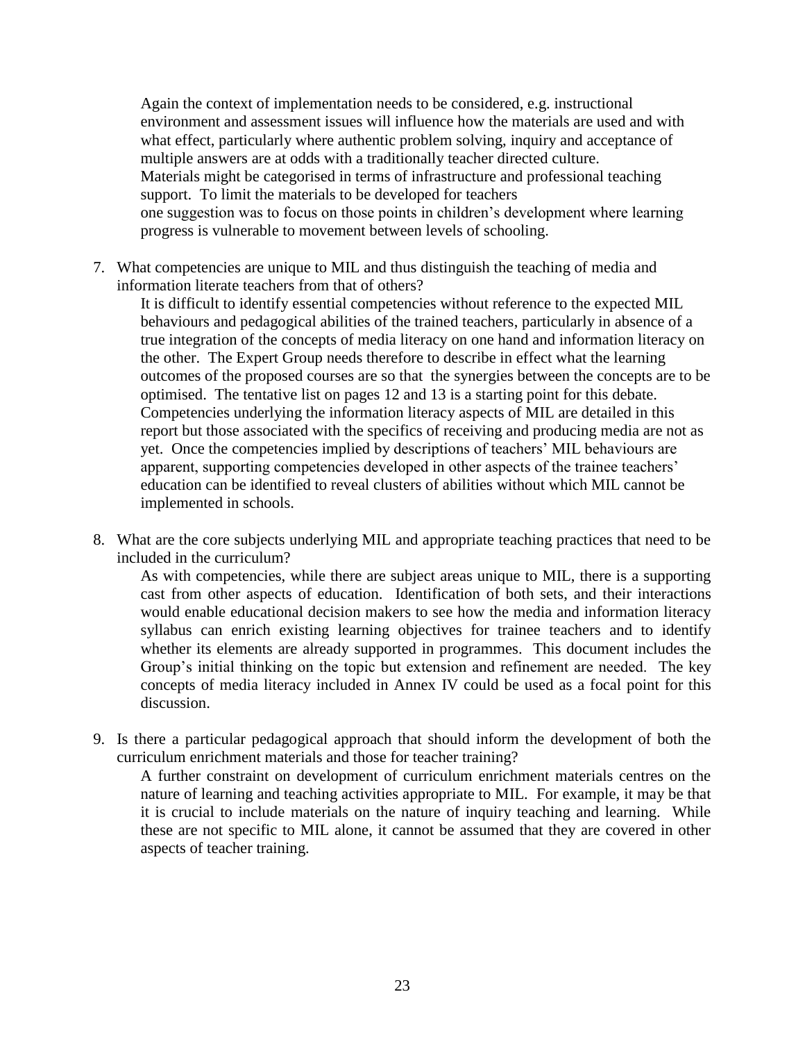Again the context of implementation needs to be considered, e.g. instructional environment and assessment issues will influence how the materials are used and with what effect, particularly where authentic problem solving, inquiry and acceptance of multiple answers are at odds with a traditionally teacher directed culture. Materials might be categorised in terms of infrastructure and professional teaching support. To limit the materials to be developed for teachers one suggestion was to focus on those points in children's development where learning progress is vulnerable to movement between levels of schooling.

7. What competencies are unique to MIL and thus distinguish the teaching of media and information literate teachers from that of others?

   It is difficult to identify essential competencies without reference to the expected MIL behaviours and pedagogical abilities of the trained teachers, particularly in absence of a true integration of the concepts of media literacy on one hand and information literacy on the other. The Expert Group needs therefore to describe in effect what the learning outcomes of the proposed courses are so that the synergies between the concepts are to be optimised. The tentative list on pages 12 and 13 is a starting point for this debate. Competencies underlying the information literacy aspects of MIL are detailed in this report but those associated with the specifics of receiving and producing media are not as yet. Once the competencies implied by descriptions of teachers' MIL behaviours are apparent, supporting competencies developed in other aspects of the trainee teachers' education can be identified to reveal clusters of abilities without which MIL cannot be implemented in schools.

8. What are the core subjects underlying MIL and appropriate teaching practices that need to be included in the curriculum?

   As with competencies, while there are subject areas unique to MIL, there is a supporting cast from other aspects of education. Identification of both sets, and their interactions would enable educational decision makers to see how the media and information literacy syllabus can enrich existing learning objectives for trainee teachers and to identify whether its elements are already supported in programmes. This document includes the Group's initial thinking on the topic but extension and refinement are needed. The key concepts of media literacy included in Annex IV could be used as a focal point for this discussion.

9. Is there a particular pedagogical approach that should inform the development of both the curriculum enrichment materials and those for teacher training?

   A further constraint on development of curriculum enrichment materials centres on the nature of learning and teaching activities appropriate to MIL. For example, it may be that it is crucial to include materials on the nature of inquiry teaching and learning. While these are not specific to MIL alone, it cannot be assumed that they are covered in other aspects of teacher training.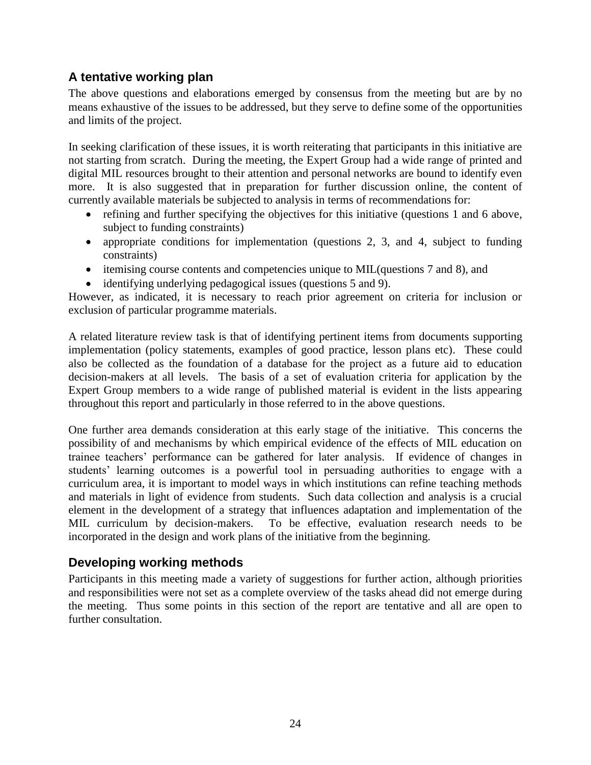## A tentative working plan

The above questions and elaborations emerged by consensus from the meeting but are by no means exhaustive of the issues to be addressed, but they serve to define some of the opportunities and limits of the project.

In seeking clarification of these issues, it is worth reiterating that participants in this initiative are not starting from scratch. During the meeting, the Expert Group had a wide range of printed and digital MIL resources brought to their attention and personal networks are bound to identify even more. It is also suggested that in preparation for further discussion online, the content of currently available materials be subjected to analysis in terms of recommendations for:

- refining and further specifying the objectives for this initiative (questions 1 and 6 above, subject to funding constraints)
- appropriate conditions for implementation (questions 2, 3, and 4, subject to funding constraints)
- itemising course contents and competencies unique to MIL(questions 7 and 8), and
- identifying underlying pedagogical issues (questions 5 and 9).

However, as indicated, it is necessary to reach prior agreement on criteria for inclusion or exclusion of particular programme materials.

A related literature review task is that of identifying pertinent items from documents supporting implementation (policy statements, examples of good practice, lesson plans etc). These could also be collected as the foundation of a database for the project as a future aid to education decision-makers at all levels. The basis of a set of evaluation criteria for application by the Expert Group members to a wide range of published material is evident in the lists appearing throughout this report and particularly in those referred to in the above questions.

One further area demands consideration at this early stage of the initiative. This concerns the possibility of and mechanisms by which empirical evidence of the effects of MIL education on trainee teachers' performance can be gathered for later analysis. If evidence of changes in students' learning outcomes is a powerful tool in persuading authorities to engage with a curriculum area, it is important to model ways in which institutions can refine teaching methods and materials in light of evidence from students. Such data collection and analysis is a crucial element in the development of a strategy that influences adaptation and implementation of the MIL curriculum by decision-makers. To be effective, evaluation research needs to be incorporated in the design and work plans of the initiative from the beginning.

## Developing working methods

Participants in this meeting made a variety of suggestions for further action, although priorities and responsibilities were not set as a complete overview of the tasks ahead did not emerge during the meeting. Thus some points in this section of the report are tentative and all are open to further consultation.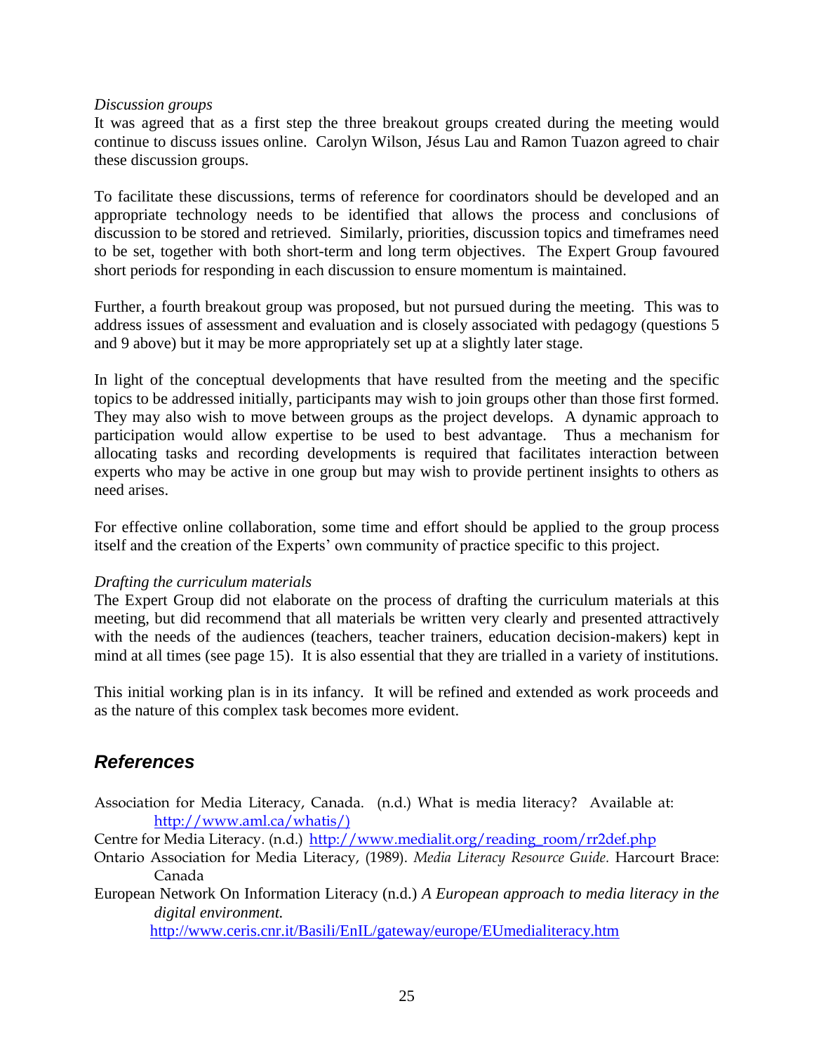*Discussion groups*

It was agreed that as a first step the three breakout groups created during the meeting would continue to discuss issues online. Carolyn Wilson, Jésus Lau and Ramon Tuazon agreed to chair these discussion groups.

To facilitate these discussions, terms of reference for coordinators should be developed and an appropriate technology needs to be identified that allows the process and conclusions of discussion to be stored and retrieved. Similarly, priorities, discussion topics and timeframes need to be set, together with both short-term and long term objectives. The Expert Group favoured short periods for responding in each discussion to ensure momentum is maintained.

Further, a fourth breakout group was proposed, but not pursued during the meeting. This was to address issues of assessment and evaluation and is closely associated with pedagogy (questions 5 and 9 above) but it may be more appropriately set up at a slightly later stage.

In light of the conceptual developments that have resulted from the meeting and the specific topics to be addressed initially, participants may wish to join groups other than those first formed. They may also wish to move between groups as the project develops. A dynamic approach to participation would allow expertise to be used to best advantage. Thus a mechanism for allocating tasks and recording developments is required that facilitates interaction between experts who may be active in one group but may wish to provide pertinent insights to others as need arises.

For effective online collaboration, some time and effort should be applied to the group process itself and the creation of the Experts' own community of practice specific to this project.

*Drafting the curriculum materials*

The Expert Group did not elaborate on the process of drafting the curriculum materials at this meeting, but did recommend that all materials be written very clearly and presented attractively with the needs of the audiences (teachers, teacher trainers, education decision-makers) kept in mind at all times (see page 15). It is also essential that they are trialled in a variety of institutions.

This initial working plan is in its infancy. It will be refined and extended as work proceeds and as the nature of this complex task becomes more evident.

## References

Association for Media Literacy, Canada. (n.d.) What is media literacy? Available at: http://www.aml.ca/whatis/)

Centre for Media Literacy. (n.d.) http://www.medialit.org/reading_room/rr2def.php

Ontario Association for Media Literacy, (1989). *Media Literacy Resource Guide.* Harcourt Brace: Canada

European Network On Information Literacy (n.d.) *A European approach to media literacy in the digital environment.* http://www.ceris.cnr.it/Basili/EnIL/gateway/europe/EUmedialiteracy.htm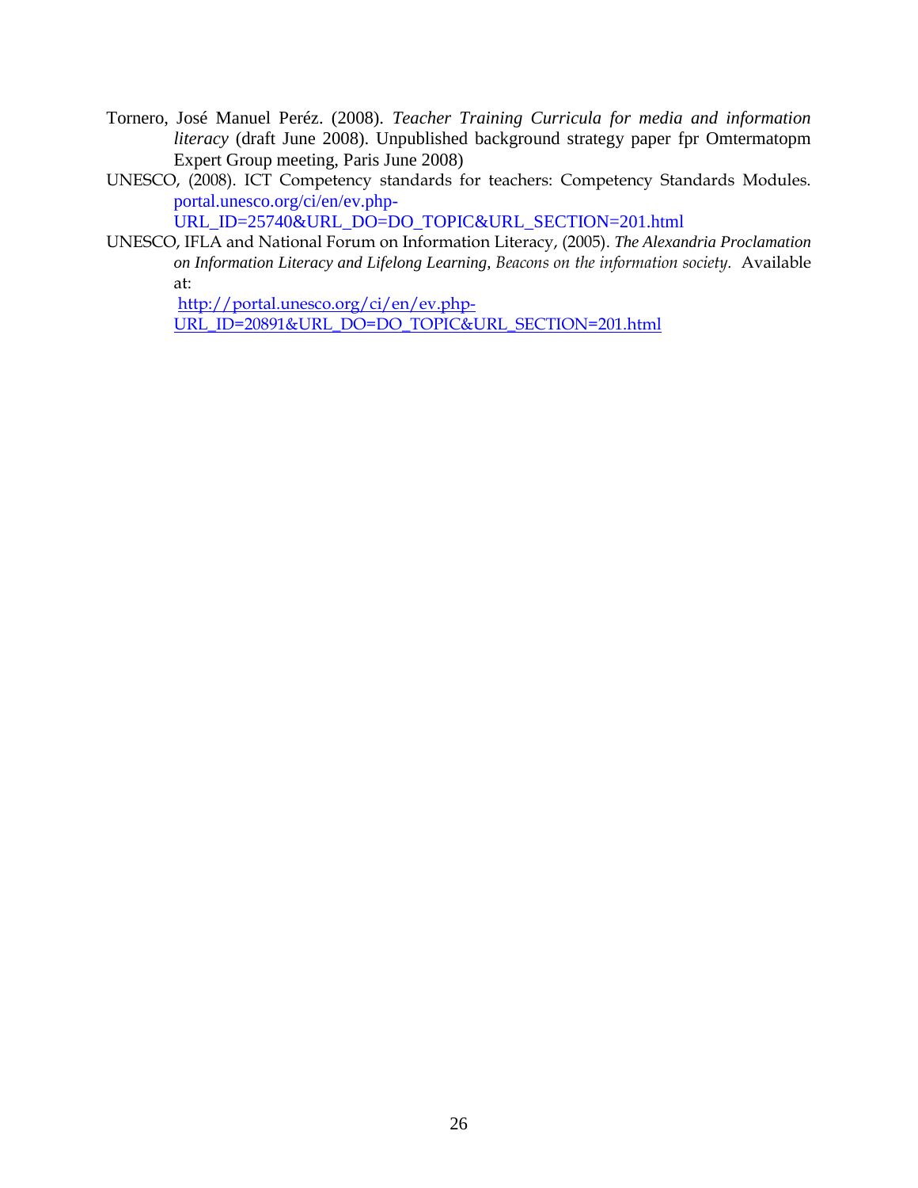Tornero, José Manuel Peréz. (2008). *Teacher Training Curricula for media and information literacy* (draft June 2008). Unpublished background strategy paper fpr Omtermatopm Expert Group meeting, Paris June 2008)

UNESCO, (2008). ICT Competency standards for teachers: Competency Standards Modules. portal.unesco.org/ci/en/ev.php-URL_ID=25740&URL_DO=DO_TOPIC&URL_SECTION=201.html

UNESCO, IFLA and National Forum on Information Literacy, (2005). *The Alexandria Proclamation on Information Literacy and Lifelong Learning, Beacons on the information society.* Available at: http://portal.unesco.org/ci/en/ev.php-URL_ID=20891&URL_DO=DO_TOPIC&URL_SECTION=201.html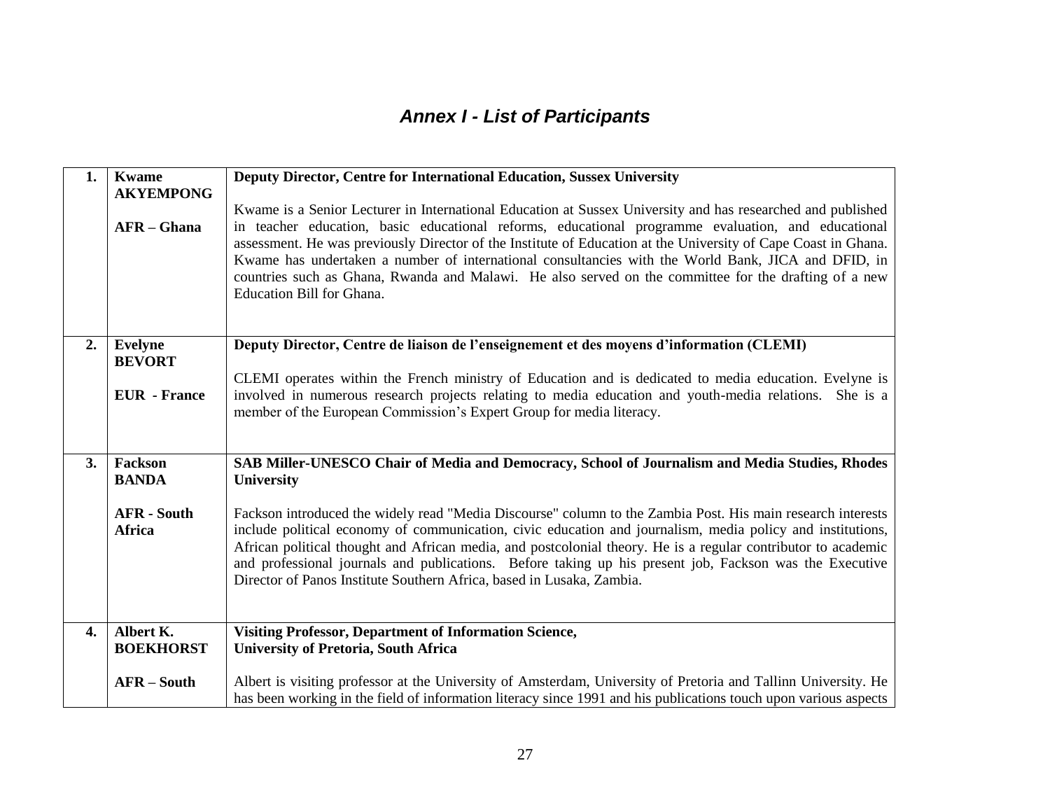# *Annex I - List of Participants*

| | | |
|---|---|---|
| **1.** | **Kwame AKYEMPONG**<br><br>**AFR – Ghana** | **Deputy Director, Centre for International Education, Sussex University**<br><br>Kwame is a Senior Lecturer in International Education at Sussex University and has researched and published in teacher education, basic educational reforms, educational programme evaluation, and educational assessment. He was previously Director of the Institute of Education at the University of Cape Coast in Ghana. Kwame has undertaken a number of international consultancies with the World Bank, JICA and DFID, in countries such as Ghana, Rwanda and Malawi. He also served on the committee for the drafting of a new Education Bill for Ghana. |
| **2.** | **Evelyne BEVORT**<br><br>**EUR - France** | **Deputy Director, Centre de liaison de l'enseignement et des moyens d'information (CLEMI)**<br><br>CLEMI operates within the French ministry of Education and is dedicated to media education. Evelyne is involved in numerous research projects relating to media education and youth-media relations. She is a member of the European Commission's Expert Group for media literacy. |
| **3.** | **Fackson BANDA**<br><br>**AFR - South Africa** | **SAB Miller-UNESCO Chair of Media and Democracy, School of Journalism and Media Studies, Rhodes University**<br><br>Fackson introduced the widely read "Media Discourse" column to the Zambia Post. His main research interests include political economy of communication, civic education and journalism, media policy and institutions, African political thought and African media, and postcolonial theory. He is a regular contributor to academic and professional journals and publications. Before taking up his present job, Fackson was the Executive Director of Panos Institute Southern Africa, based in Lusaka, Zambia. |
| **4.** | **Albert K. BOEKHORST**<br><br>**AFR – South** | **Visiting Professor, Department of Information Science, University of Pretoria, South Africa**<br><br>Albert is visiting professor at the University of Amsterdam, University of Pretoria and Tallinn University. He has been working in the field of information literacy since 1991 and his publications touch upon various aspects |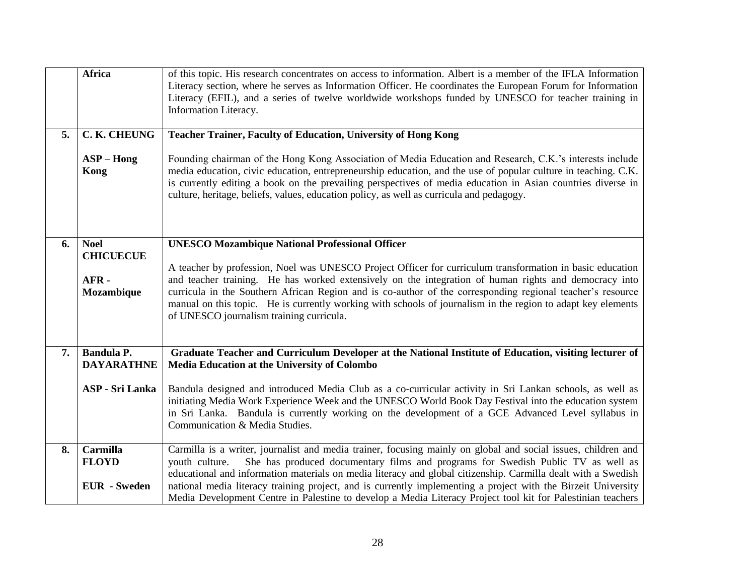| | | |
|---|---|---|
| | **Africa** | of this topic. His research concentrates on access to information. Albert is a member of the IFLA Information Literacy section, where he serves as Information Officer. He coordinates the European Forum for Information Literacy (EFIL), and a series of twelve worldwide workshops funded by UNESCO for teacher training in Information Literacy. |
| **5.** | **C. K. CHEUNG**<br><br>**ASP – Hong Kong** | **Teacher Trainer, Faculty of Education, University of Hong Kong**<br><br>Founding chairman of the Hong Kong Association of Media Education and Research, C.K.'s interests include media education, civic education, entrepreneurship education, and the use of popular culture in teaching. C.K. is currently editing a book on the prevailing perspectives of media education in Asian countries diverse in culture, heritage, beliefs, values, education policy, as well as curricula and pedagogy. |
| **6.** | **Noel CHICUECUE**<br><br>**AFR - Mozambique** | **UNESCO Mozambique National Professional Officer**<br><br>A teacher by profession, Noel was UNESCO Project Officer for curriculum transformation in basic education and teacher training. He has worked extensively on the integration of human rights and democracy into curricula in the Southern African Region and is co-author of the corresponding regional teacher's resource manual on this topic. He is currently working with schools of journalism in the region to adapt key elements of UNESCO journalism training curricula. |
| **7.** | **Bandula P. DAYARATHNE**<br><br>**ASP - Sri Lanka** | **Graduate Teacher and Curriculum Developer at the National Institute of Education, visiting lecturer of Media Education at the University of Colombo**<br><br>Bandula designed and introduced Media Club as a co-curricular activity in Sri Lankan schools, as well as initiating Media Work Experience Week and the UNESCO World Book Day Festival into the education system in Sri Lanka. Bandula is currently working on the development of a GCE Advanced Level syllabus in Communication & Media Studies. |
| **8.** | **Carmilla FLOYD**<br><br>**EUR - Sweden** | Carmilla is a writer, journalist and media trainer, focusing mainly on global and social issues, children and youth culture. She has produced documentary films and programs for Swedish Public TV as well as educational and information materials on media literacy and global citizenship. Carmilla dealt with a Swedish national media literacy training project, and is currently implementing a project with the Birzeit University Media Development Centre in Palestine to develop a Media Literacy Project tool kit for Palestinian teachers |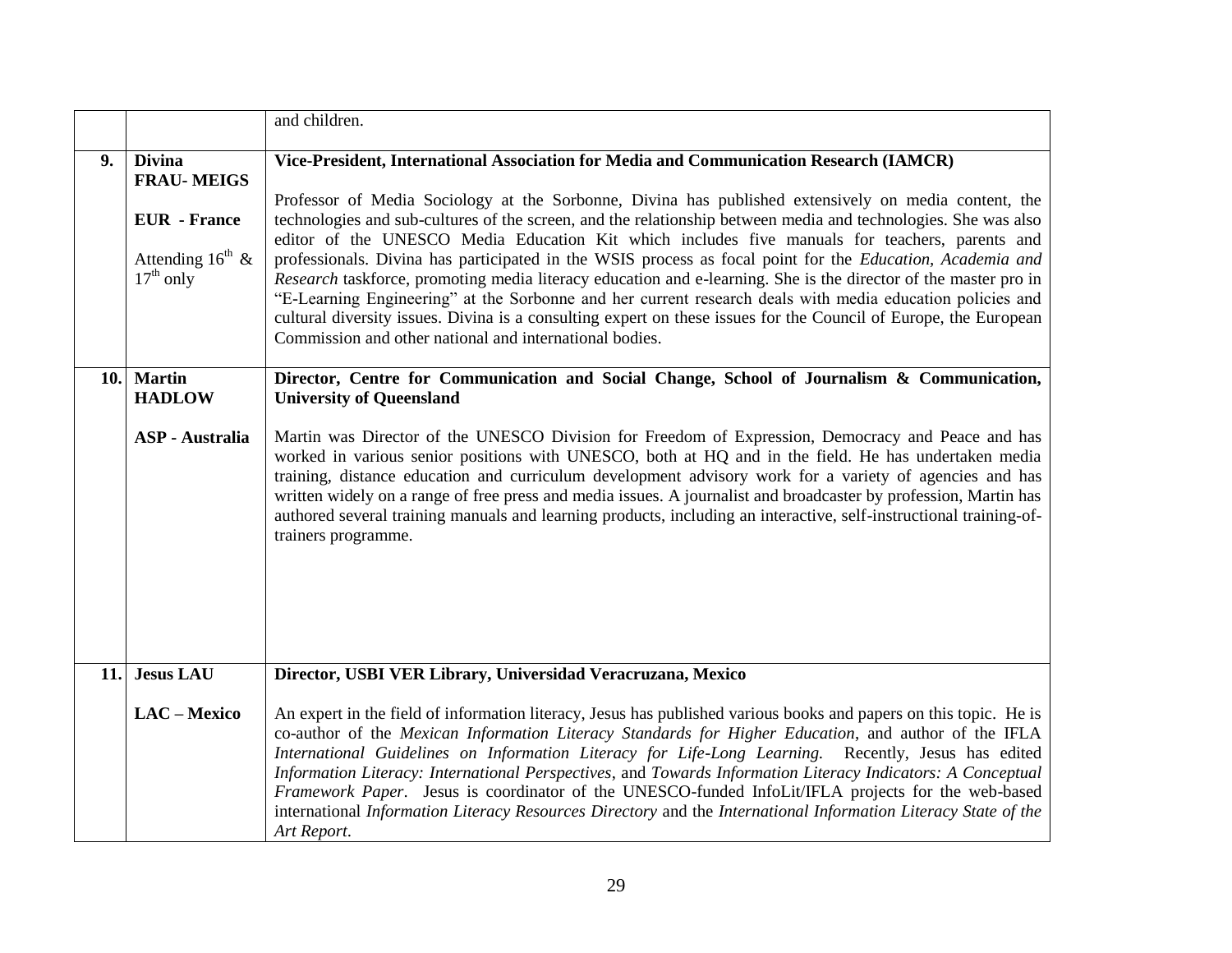|  |  |  |
|---|---|---|
|  |  | and children. |
| **9.** | **Divina FRAU- MEIGS**<br><br>**EUR - France**<br><br>Attending 16th & 17th only | **Vice-President, International Association for Media and Communication Research (IAMCR)**<br><br>Professor of Media Sociology at the Sorbonne, Divina has published extensively on media content, the technologies and sub-cultures of the screen, and the relationship between media and technologies. She was also editor of the UNESCO Media Education Kit which includes five manuals for teachers, parents and professionals. Divina has participated in the WSIS process as focal point for the *Education, Academia and Research* taskforce, promoting media literacy education and e-learning. She is the director of the master pro in "E-Learning Engineering" at the Sorbonne and her current research deals with media education policies and cultural diversity issues. Divina is a consulting expert on these issues for the Council of Europe, the European Commission and other national and international bodies. |
| **10.** | **Martin HADLOW**<br><br>**ASP - Australia** | **Director, Centre for Communication and Social Change, School of Journalism & Communication, University of Queensland**<br><br>Martin was Director of the UNESCO Division for Freedom of Expression, Democracy and Peace and has worked in various senior positions with UNESCO, both at HQ and in the field. He has undertaken media training, distance education and curriculum development advisory work for a variety of agencies and has written widely on a range of free press and media issues. A journalist and broadcaster by profession, Martin has authored several training manuals and learning products, including an interactive, self-instructional training-of-trainers programme. |
| **11.** | **Jesus LAU**<br><br>**LAC – Mexico** | **Director, USBI VER Library, Universidad Veracruzana, Mexico**<br><br>An expert in the field of information literacy, Jesus has published various books and papers on this topic. He is co-author of the *Mexican Information Literacy Standards for Higher Education*, and author of the IFLA *International Guidelines on Information Literacy for Life-Long Learning.* Recently, Jesus has edited *Information Literacy: International Perspectives*, and *Towards Information Literacy Indicators: A Conceptual Framework Paper*. Jesus is coordinator of the UNESCO-funded InfoLit/IFLA projects for the web-based international *Information Literacy Resources Directory* and the *International Information Literacy State of the Art Report*. |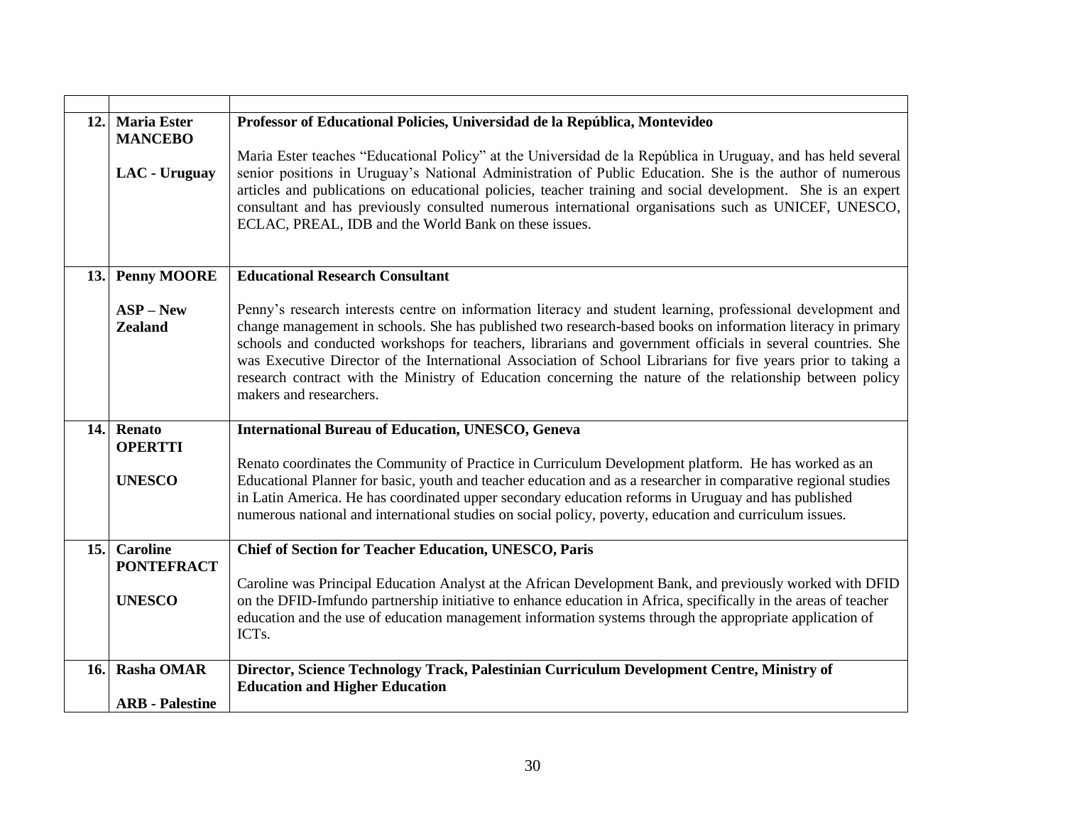| | | |
|---|---|---|
| **12.** | **Maria Ester MANCEBO**<br><br>**LAC - Uruguay** | **Professor of Educational Policies, Universidad de la República, Montevideo**<br><br>Maria Ester teaches "Educational Policy" at the Universidad de la República in Uruguay, and has held several senior positions in Uruguay's National Administration of Public Education. She is the author of numerous articles and publications on educational policies, teacher training and social development. She is an expert consultant and has previously consulted numerous international organisations such as UNICEF, UNESCO, ECLAC, PREAL, IDB and the World Bank on these issues. |
| **13.** | **Penny MOORE**<br><br>**ASP – New Zealand** | **Educational Research Consultant**<br><br>Penny's research interests centre on information literacy and student learning, professional development and change management in schools. She has published two research-based books on information literacy in primary schools and conducted workshops for teachers, librarians and government officials in several countries. She was Executive Director of the International Association of School Librarians for five years prior to taking a research contract with the Ministry of Education concerning the nature of the relationship between policy makers and researchers. |
| **14.** | **Renato OPERTTI**<br><br>**UNESCO** | **International Bureau of Education, UNESCO, Geneva**<br><br>Renato coordinates the Community of Practice in Curriculum Development platform. He has worked as an Educational Planner for basic, youth and teacher education and as a researcher in comparative regional studies in Latin America. He has coordinated upper secondary education reforms in Uruguay and has published numerous national and international studies on social policy, poverty, education and curriculum issues. |
| **15.** | **Caroline PONTEFRACT**<br><br>**UNESCO** | **Chief of Section for Teacher Education, UNESCO, Paris**<br><br>Caroline was Principal Education Analyst at the African Development Bank, and previously worked with DFID on the DFID-Imfundo partnership initiative to enhance education in Africa, specifically in the areas of teacher education and the use of education management information systems through the appropriate application of ICTs. |
| **16.** | **Rasha OMAR**<br><br>**ARB - Palestine** | **Director, Science Technology Track, Palestinian Curriculum Development Centre, Ministry of Education and Higher Education** |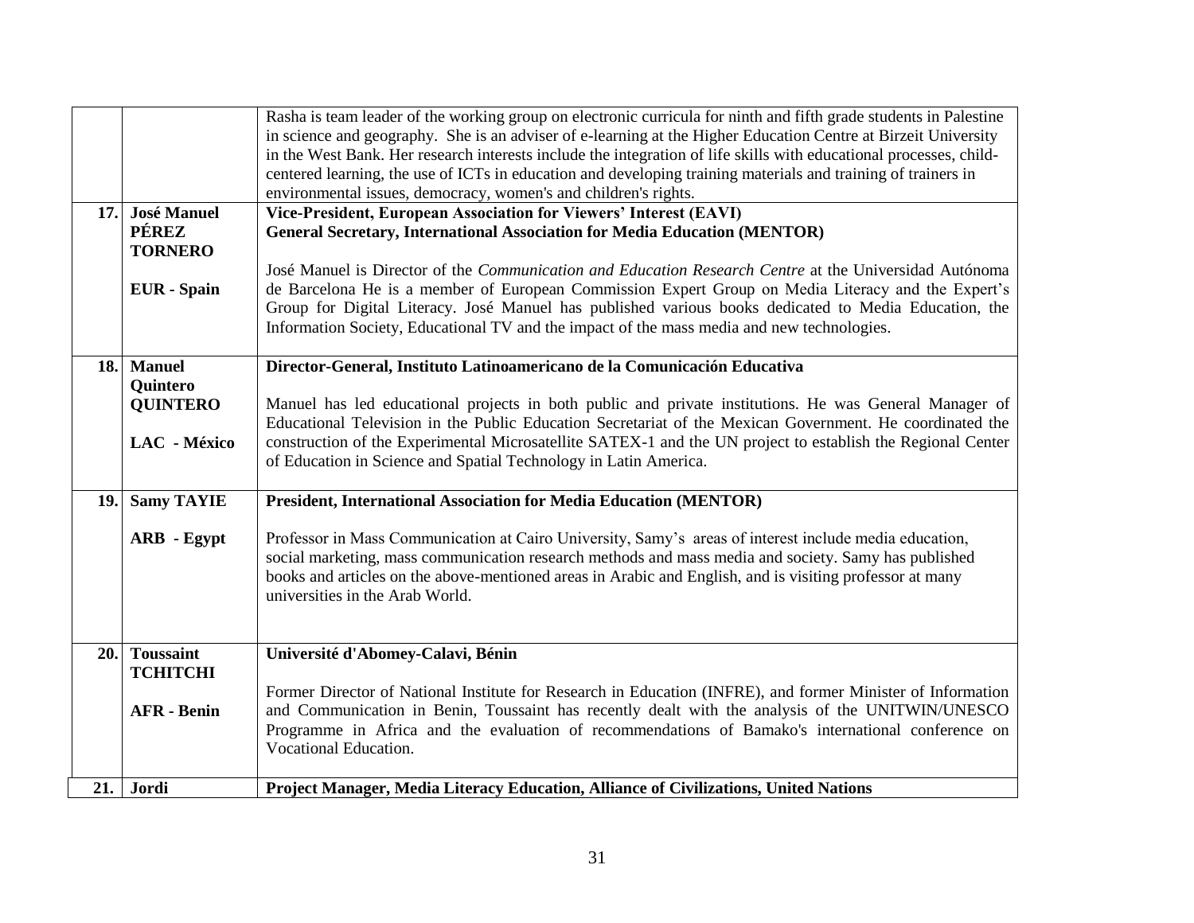| | | |
|---|---|---|
| | | Rasha is team leader of the working group on electronic curricula for ninth and fifth grade students in Palestine in science and geography. She is an adviser of e-learning at the Higher Education Centre at Birzeit University in the West Bank. Her research interests include the integration of life skills with educational processes, child-centered learning, the use of ICTs in education and developing training materials and training of trainers in environmental issues, democracy, women's and children's rights. |
| **17.** | **José Manuel PÉREZ TORNERO**<br><br>**EUR - Spain** | **Vice-President, European Association for Viewers' Interest (EAVI)**<br>**General Secretary, International Association for Media Education (MENTOR)**<br><br>José Manuel is Director of the *Communication and Education Research Centre* at the Universidad Autónoma de Barcelona He is a member of European Commission Expert Group on Media Literacy and the Expert's Group for Digital Literacy. José Manuel has published various books dedicated to Media Education, the Information Society, Educational TV and the impact of the mass media and new technologies. |
| **18.** | **Manuel Quintero QUINTERO**<br><br>**LAC - México** | **Director-General, Instituto Latinoamericano de la Comunicación Educativa**<br><br>Manuel has led educational projects in both public and private institutions. He was General Manager of Educational Television in the Public Education Secretariat of the Mexican Government. He coordinated the construction of the Experimental Microsatellite SATEX-1 and the UN project to establish the Regional Center of Education in Science and Spatial Technology in Latin America. |
| **19.** | **Samy TAYIE**<br><br>**ARB - Egypt** | **President, International Association for Media Education (MENTOR)**<br><br>Professor in Mass Communication at Cairo University, Samy's areas of interest include media education, social marketing, mass communication research methods and mass media and society. Samy has published books and articles on the above-mentioned areas in Arabic and English, and is visiting professor at many universities in the Arab World. |
| **20.** | **Toussaint TCHITCHI**<br><br>**AFR - Benin** | **Université d'Abomey-Calavi, Bénin**<br><br>Former Director of National Institute for Research in Education (INFRE), and former Minister of Information and Communication in Benin, Toussaint has recently dealt with the analysis of the UNITWIN/UNESCO Programme in Africa and the evaluation of recommendations of Bamako's international conference on Vocational Education. |
| **21.** | **Jordi** | **Project Manager, Media Literacy Education, Alliance of Civilizations, United Nations** |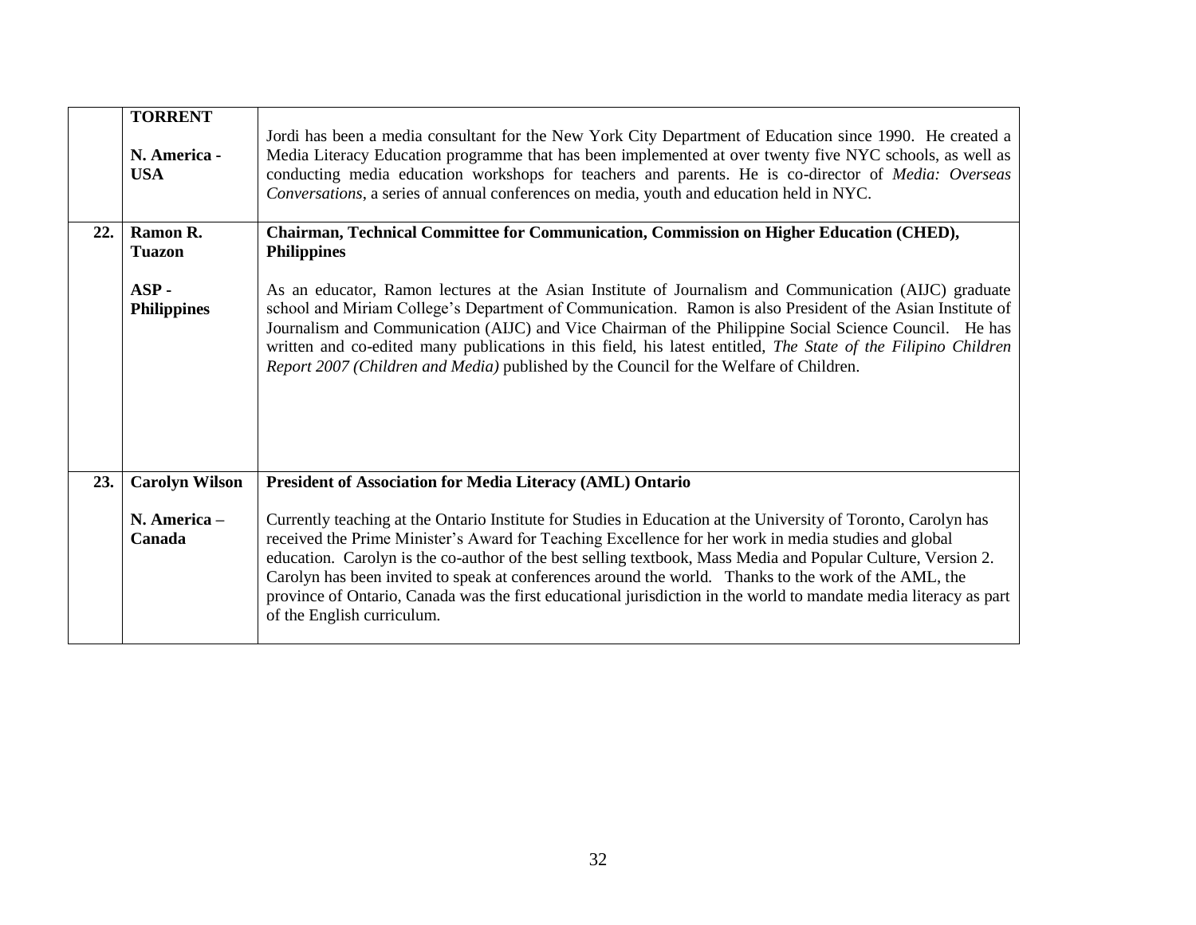| | | |
|---|---|---|
| | **TORRENT**<br><br>**N. America - USA** | Jordi has been a media consultant for the New York City Department of Education since 1990. He created a Media Literacy Education programme that has been implemented at over twenty five NYC schools, as well as conducting media education workshops for teachers and parents. He is co-director of *Media: Overseas Conversations*, a series of annual conferences on media, youth and education held in NYC. |
| **22.** | **Ramon R. Tuazon**<br><br>**ASP - Philippines** | **Chairman, Technical Committee for Communication, Commission on Higher Education (CHED), Philippines**<br><br>As an educator, Ramon lectures at the Asian Institute of Journalism and Communication (AIJC) graduate school and Miriam College's Department of Communication. Ramon is also President of the Asian Institute of Journalism and Communication (AIJC) and Vice Chairman of the Philippine Social Science Council. He has written and co-edited many publications in this field, his latest entitled, *The State of the Filipino Children Report 2007 (Children and Media)* published by the Council for the Welfare of Children. |
| **23.** | **Carolyn Wilson**<br><br>**N. America – Canada** | **President of Association for Media Literacy (AML) Ontario**<br><br>Currently teaching at the Ontario Institute for Studies in Education at the University of Toronto, Carolyn has received the Prime Minister's Award for Teaching Excellence for her work in media studies and global education. Carolyn is the co-author of the best selling textbook, Mass Media and Popular Culture, Version 2. Carolyn has been invited to speak at conferences around the world. Thanks to the work of the AML, the province of Ontario, Canada was the first educational jurisdiction in the world to mandate media literacy as part of the English curriculum. |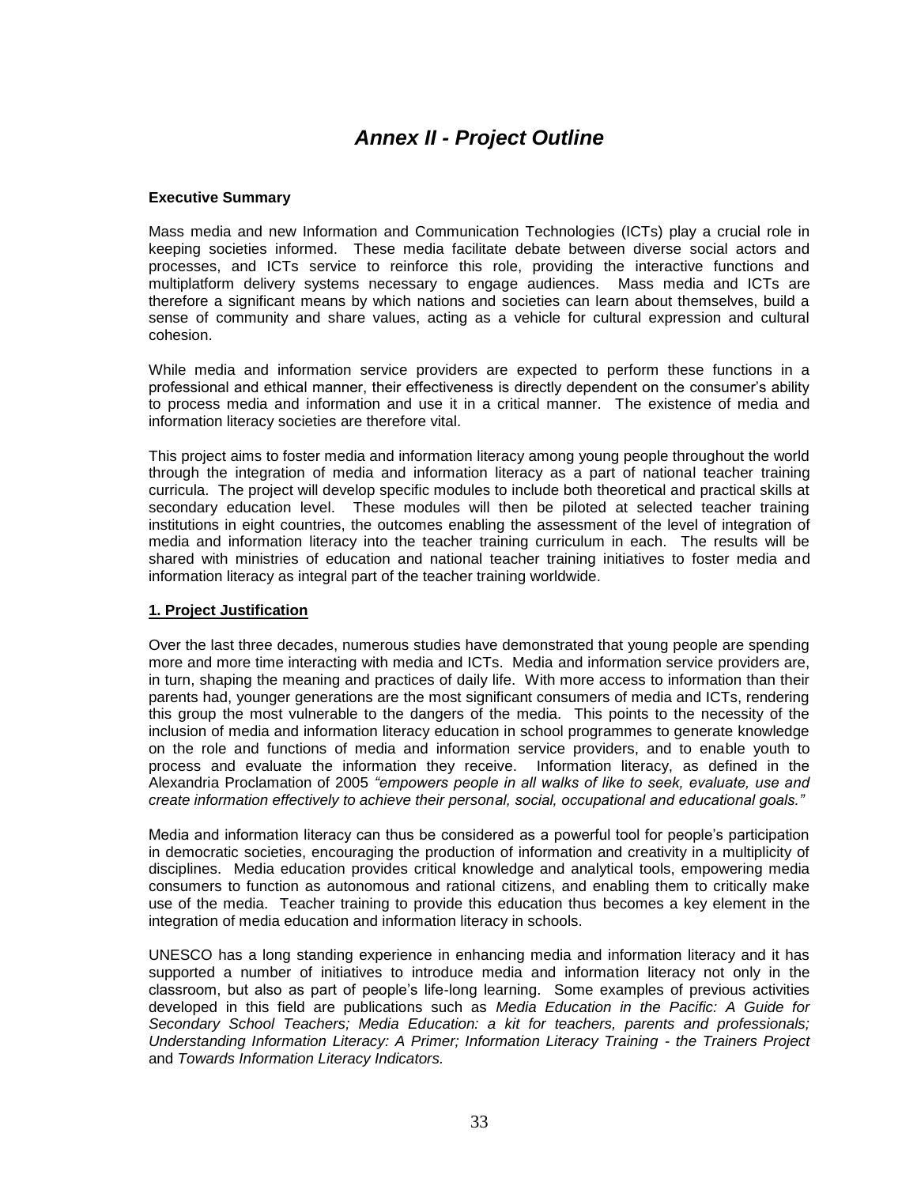# *Annex II - Project Outline*

**Executive Summary**

Mass media and new Information and Communication Technologies (ICTs) play a crucial role in keeping societies informed. These media facilitate debate between diverse social actors and processes, and ICTs service to reinforce this role, providing the interactive functions and multiplatform delivery systems necessary to engage audiences. Mass media and ICTs are therefore a significant means by which nations and societies can learn about themselves, build a sense of community and share values, acting as a vehicle for cultural expression and cultural cohesion.

While media and information service providers are expected to perform these functions in a professional and ethical manner, their effectiveness is directly dependent on the consumer's ability to process media and information and use it in a critical manner. The existence of media and information literacy societies are therefore vital.

This project aims to foster media and information literacy among young people throughout the world through the integration of media and information literacy as a part of national teacher training curricula. The project will develop specific modules to include both theoretical and practical skills at secondary education level. These modules will then be piloted at selected teacher training institutions in eight countries, the outcomes enabling the assessment of the level of integration of media and information literacy into the teacher training curriculum in each. The results will be shared with ministries of education and national teacher training initiatives to foster media and information literacy as integral part of the teacher training worldwide.

**1. Project Justification**

Over the last three decades, numerous studies have demonstrated that young people are spending more and more time interacting with media and ICTs. Media and information service providers are, in turn, shaping the meaning and practices of daily life. With more access to information than their parents had, younger generations are the most significant consumers of media and ICTs, rendering this group the most vulnerable to the dangers of the media. This points to the necessity of the inclusion of media and information literacy education in school programmes to generate knowledge on the role and functions of media and information service providers, and to enable youth to process and evaluate the information they receive. Information literacy, as defined in the Alexandria Proclamation of 2005 *"empowers people in all walks of like to seek, evaluate, use and create information effectively to achieve their personal, social, occupational and educational goals."*

Media and information literacy can thus be considered as a powerful tool for people's participation in democratic societies, encouraging the production of information and creativity in a multiplicity of disciplines. Media education provides critical knowledge and analytical tools, empowering media consumers to function as autonomous and rational citizens, and enabling them to critically make use of the media. Teacher training to provide this education thus becomes a key element in the integration of media education and information literacy in schools.

UNESCO has a long standing experience in enhancing media and information literacy and it has supported a number of initiatives to introduce media and information literacy not only in the classroom, but also as part of people's life-long learning. Some examples of previous activities developed in this field are publications such as *Media Education in the Pacific: A Guide for Secondary School Teachers; Media Education: a kit for teachers, parents and professionals; Understanding Information Literacy: A Primer; Information Literacy Training - the Trainers Project* and *Towards Information Literacy Indicators.*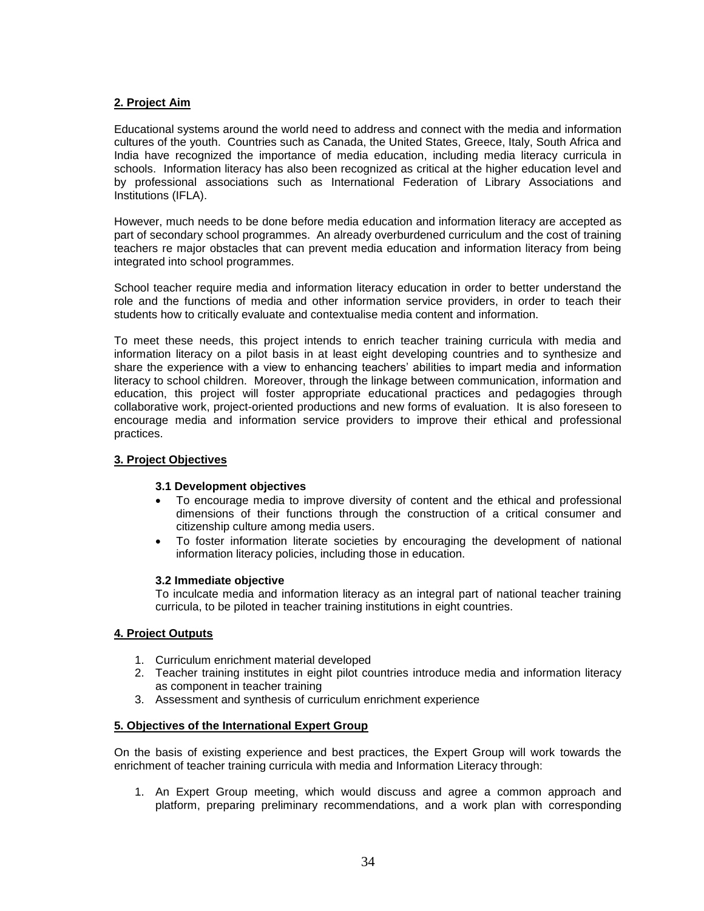**2. Project Aim**

Educational systems around the world need to address and connect with the media and information cultures of the youth. Countries such as Canada, the United States, Greece, Italy, South Africa and India have recognized the importance of media education, including media literacy curricula in schools. Information literacy has also been recognized as critical at the higher education level and by professional associations such as International Federation of Library Associations and Institutions (IFLA).

However, much needs to be done before media education and information literacy are accepted as part of secondary school programmes. An already overburdened curriculum and the cost of training teachers re major obstacles that can prevent media education and information literacy from being integrated into school programmes.

School teacher require media and information literacy education in order to better understand the role and the functions of media and other information service providers, in order to teach their students how to critically evaluate and contextualise media content and information.

To meet these needs, this project intends to enrich teacher training curricula with media and information literacy on a pilot basis in at least eight developing countries and to synthesize and share the experience with a view to enhancing teachers' abilities to impart media and information literacy to school children. Moreover, through the linkage between communication, information and education, this project will foster appropriate educational practices and pedagogies through collaborative work, project-oriented productions and new forms of evaluation. It is also foreseen to encourage media and information service providers to improve their ethical and professional practices.

**3. Project Objectives**

**3.1 Development objectives**

- To encourage media to improve diversity of content and the ethical and professional dimensions of their functions through the construction of a critical consumer and citizenship culture among media users.
- To foster information literate societies by encouraging the development of national information literacy policies, including those in education.

**3.2 Immediate objective**

To inculcate media and information literacy as an integral part of national teacher training curricula, to be piloted in teacher training institutions in eight countries.

**4. Project Outputs**

1. Curriculum enrichment material developed
2. Teacher training institutes in eight pilot countries introduce media and information literacy as component in teacher training
3. Assessment and synthesis of curriculum enrichment experience

**5. Objectives of the International Expert Group**

On the basis of existing experience and best practices, the Expert Group will work towards the enrichment of teacher training curricula with media and Information Literacy through:

1. An Expert Group meeting, which would discuss and agree a common approach and platform, preparing preliminary recommendations, and a work plan with corresponding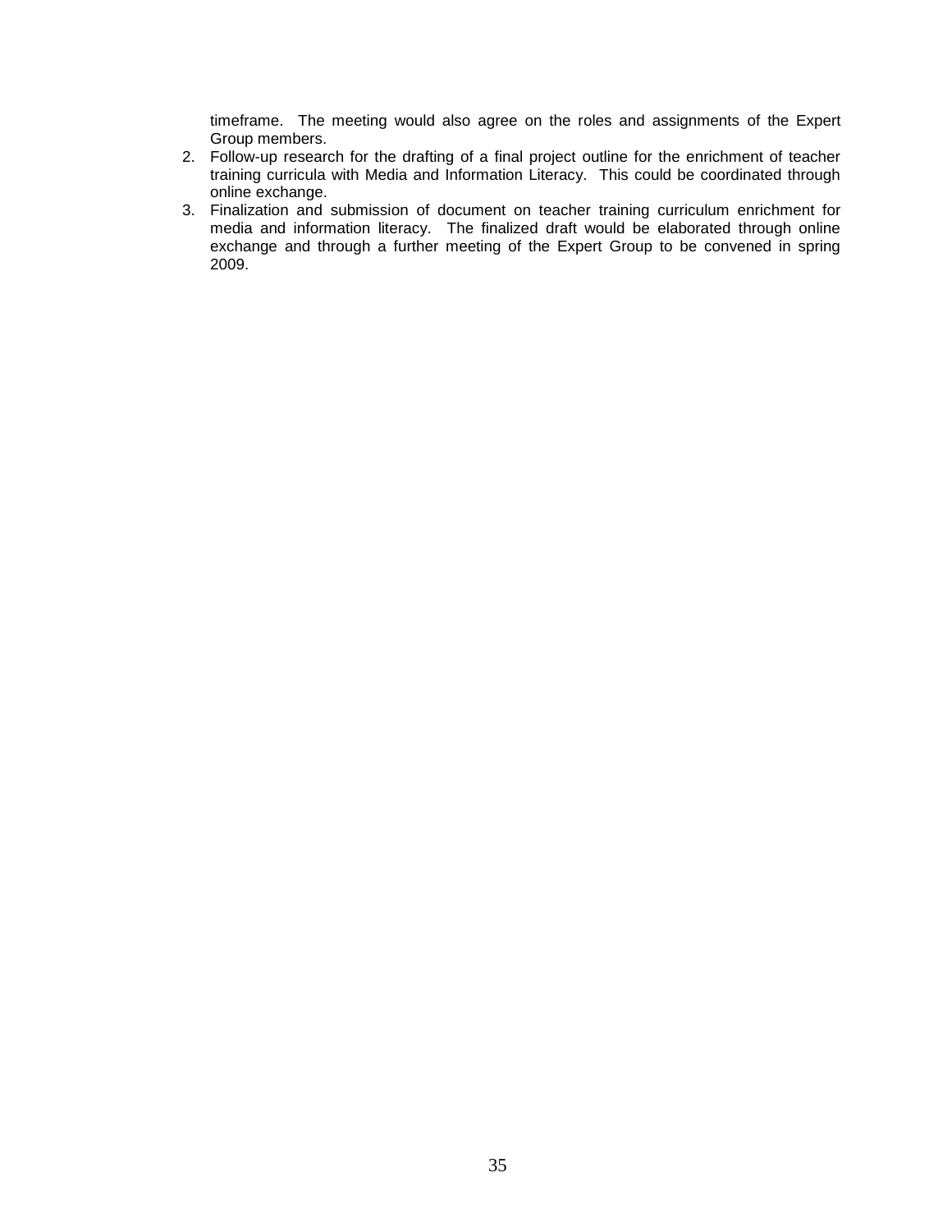timeframe. The meeting would also agree on the roles and assignments of the Expert Group members.

2. Follow-up research for the drafting of a final project outline for the enrichment of teacher training curricula with Media and Information Literacy. This could be coordinated through online exchange.
3. Finalization and submission of document on teacher training curriculum enrichment for media and information literacy. The finalized draft would be elaborated through online exchange and through a further meeting of the Expert Group to be convened in spring 2009.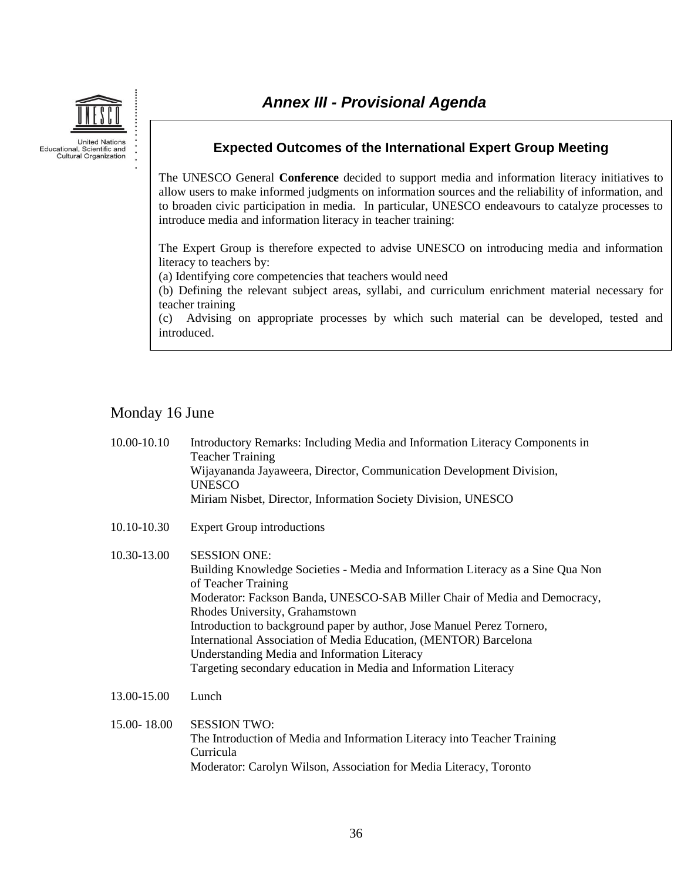# *Annex III - Provisional Agenda*

United Nations
Educational, Scientific and
Cultural Organization

### Expected Outcomes of the International Expert Group Meeting

The UNESCO General **Conference** decided to support media and information literacy initiatives to allow users to make informed judgments on information sources and the reliability of information, and to broaden civic participation in media. In particular, UNESCO endeavours to catalyze processes to introduce media and information literacy in teacher training:

The Expert Group is therefore expected to advise UNESCO on introducing media and information literacy to teachers by:
(a) Identifying core competencies that teachers would need
(b) Defining the relevant subject areas, syllabi, and curriculum enrichment material necessary for teacher training
(c) Advising on appropriate processes by which such material can be developed, tested and introduced.

## Monday 16 June

10.00-10.10 Introductory Remarks: Including Media and Information Literacy Components in Teacher Training
Wijayananda Jayaweera, Director, Communication Development Division, UNESCO
Miriam Nisbet, Director, Information Society Division, UNESCO

10.10-10.30 Expert Group introductions

10.30-13.00 SESSION ONE:
Building Knowledge Societies - Media and Information Literacy as a Sine Qua Non of Teacher Training
Moderator: Fackson Banda, UNESCO-SAB Miller Chair of Media and Democracy, Rhodes University, Grahamstown
Introduction to background paper by author, Jose Manuel Perez Tornero, International Association of Media Education, (MENTOR) Barcelona
Understanding Media and Information Literacy
Targeting secondary education in Media and Information Literacy

13.00-15.00 Lunch

15.00- 18.00 SESSION TWO:
The Introduction of Media and Information Literacy into Teacher Training Curricula
Moderator: Carolyn Wilson, Association for Media Literacy, Toronto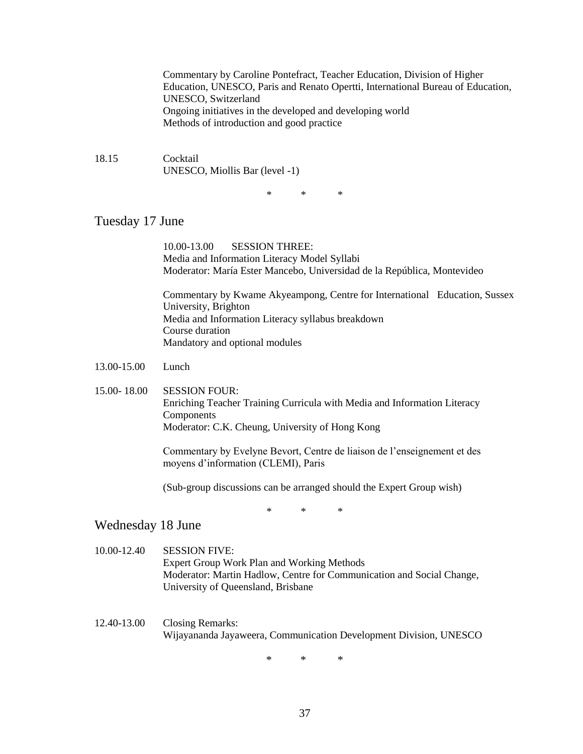Commentary by Caroline Pontefract, Teacher Education, Division of Higher Education, UNESCO, Paris and Renato Opertti, International Bureau of Education, UNESCO, Switzerland
Ongoing initiatives in the developed and developing world
Methods of introduction and good practice

18.15 Cocktail
UNESCO, Miollis Bar (level -1)

\* \* \*

## Tuesday 17 June

10.00-13.00 SESSION THREE:
Media and Information Literacy Model Syllabi
Moderator: María Ester Mancebo, Universidad de la República, Montevideo

Commentary by Kwame Akyeampong, Centre for International Education, Sussex University, Brighton
Media and Information Literacy syllabus breakdown
Course duration
Mandatory and optional modules

13.00-15.00 Lunch

15.00- 18.00 SESSION FOUR:
Enriching Teacher Training Curricula with Media and Information Literacy Components
Moderator: C.K. Cheung, University of Hong Kong

Commentary by Evelyne Bevort, Centre de liaison de l'enseignement et des moyens d'information (CLEMI), Paris

(Sub-group discussions can be arranged should the Expert Group wish)

\* \* \*

## Wednesday 18 June

10.00-12.40 SESSION FIVE:
Expert Group Work Plan and Working Methods
Moderator: Martin Hadlow, Centre for Communication and Social Change, University of Queensland, Brisbane

12.40-13.00 Closing Remarks:
Wijayananda Jayaweera, Communication Development Division, UNESCO

\* \* \*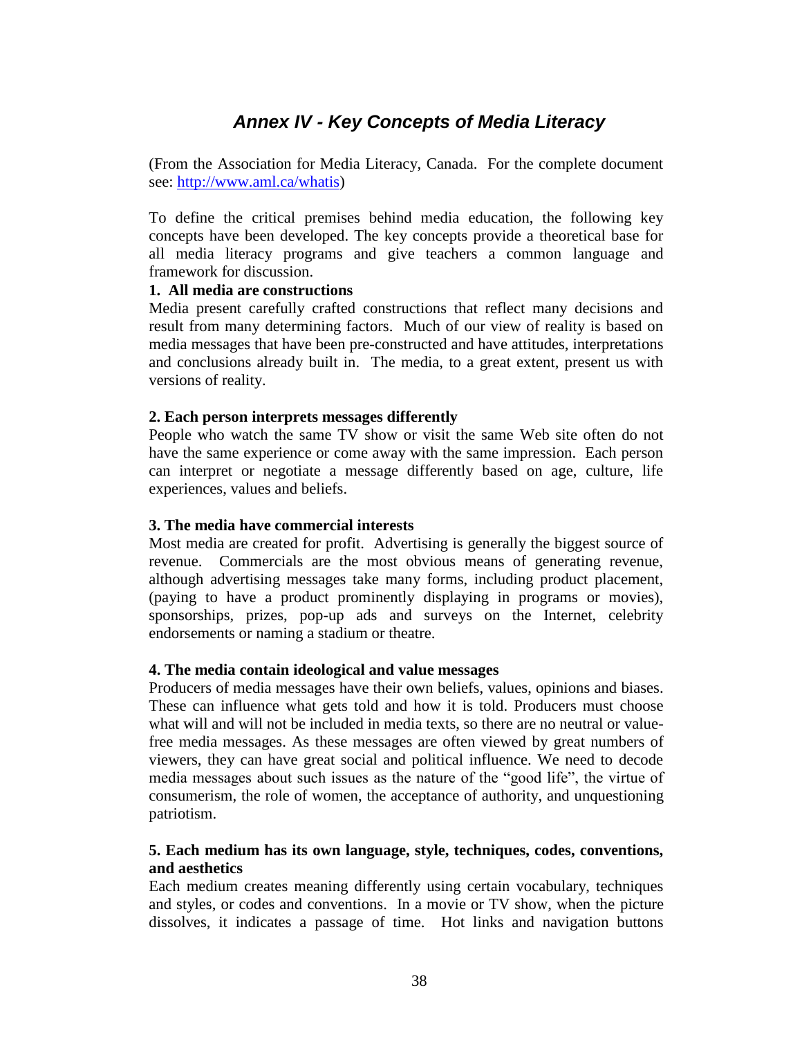# *Annex IV - Key Concepts of Media Literacy*

(From the Association for Media Literacy, Canada. For the complete document see: [http://www.aml.ca/whatis](http://www.aml.ca/whatis))

To define the critical premises behind media education, the following key concepts have been developed. The key concepts provide a theoretical base for all media literacy programs and give teachers a common language and framework for discussion.

**1. All media are constructions**

Media present carefully crafted constructions that reflect many decisions and result from many determining factors. Much of our view of reality is based on media messages that have been pre-constructed and have attitudes, interpretations and conclusions already built in. The media, to a great extent, present us with versions of reality.

**2. Each person interprets messages differently**

People who watch the same TV show or visit the same Web site often do not have the same experience or come away with the same impression. Each person can interpret or negotiate a message differently based on age, culture, life experiences, values and beliefs.

**3. The media have commercial interests**

Most media are created for profit. Advertising is generally the biggest source of revenue. Commercials are the most obvious means of generating revenue, although advertising messages take many forms, including product placement, (paying to have a product prominently displaying in programs or movies), sponsorships, prizes, pop-up ads and surveys on the Internet, celebrity endorsements or naming a stadium or theatre.

**4. The media contain ideological and value messages**

Producers of media messages have their own beliefs, values, opinions and biases. These can influence what gets told and how it is told. Producers must choose what will and will not be included in media texts, so there are no neutral or value-free media messages. As these messages are often viewed by great numbers of viewers, they can have great social and political influence. We need to decode media messages about such issues as the nature of the "good life", the virtue of consumerism, the role of women, the acceptance of authority, and unquestioning patriotism.

**5. Each medium has its own language, style, techniques, codes, conventions, and aesthetics**

Each medium creates meaning differently using certain vocabulary, techniques and styles, or codes and conventions. In a movie or TV show, when the picture dissolves, it indicates a passage of time. Hot links and navigation buttons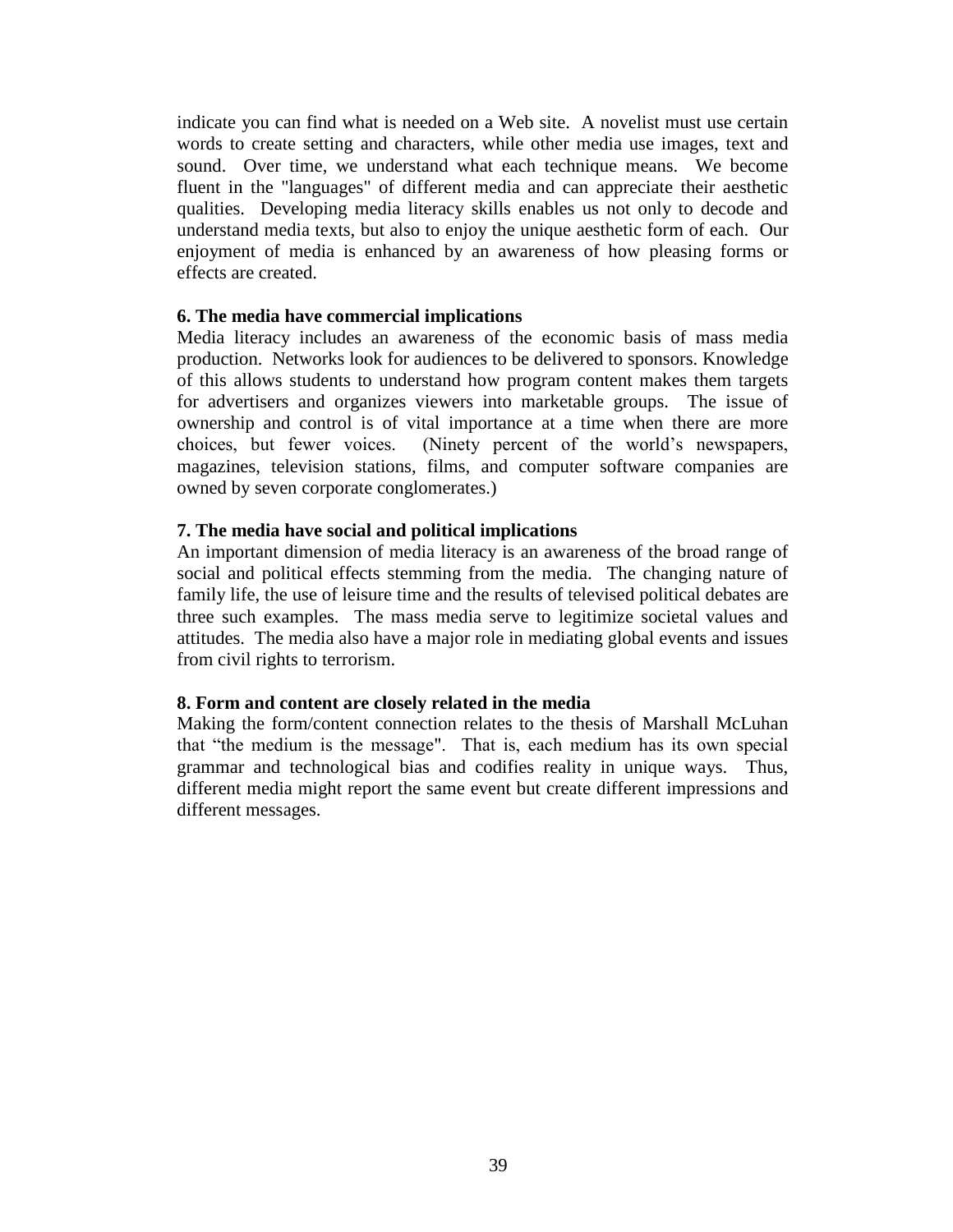indicate you can find what is needed on a Web site. A novelist must use certain words to create setting and characters, while other media use images, text and sound. Over time, we understand what each technique means. We become fluent in the "languages" of different media and can appreciate their aesthetic qualities. Developing media literacy skills enables us not only to decode and understand media texts, but also to enjoy the unique aesthetic form of each. Our enjoyment of media is enhanced by an awareness of how pleasing forms or effects are created.

**6. The media have commercial implications**

Media literacy includes an awareness of the economic basis of mass media production. Networks look for audiences to be delivered to sponsors. Knowledge of this allows students to understand how program content makes them targets for advertisers and organizes viewers into marketable groups. The issue of ownership and control is of vital importance at a time when there are more choices, but fewer voices. (Ninety percent of the world's newspapers, magazines, television stations, films, and computer software companies are owned by seven corporate conglomerates.)

**7. The media have social and political implications**

An important dimension of media literacy is an awareness of the broad range of social and political effects stemming from the media. The changing nature of family life, the use of leisure time and the results of televised political debates are three such examples. The mass media serve to legitimize societal values and attitudes. The media also have a major role in mediating global events and issues from civil rights to terrorism.

**8. Form and content are closely related in the media**

Making the form/content connection relates to the thesis of Marshall McLuhan that "the medium is the message". That is, each medium has its own special grammar and technological bias and codifies reality in unique ways. Thus, different media might report the same event but create different impressions and different messages.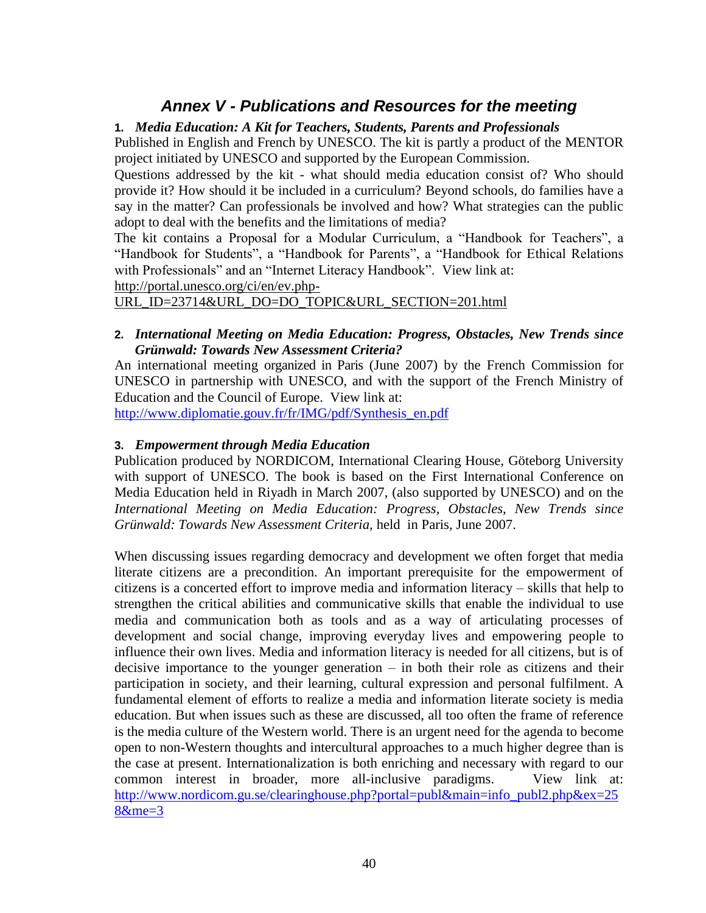# *Annex V - Publications and Resources for the meeting*

**1.** ***Media Education: A Kit for Teachers, Students, Parents and Professionals***

Published in English and French by UNESCO. The kit is partly a product of the MENTOR project initiated by UNESCO and supported by the European Commission.

Questions addressed by the kit - what should media education consist of? Who should provide it? How should it be included in a curriculum? Beyond schools, do families have a say in the matter? Can professionals be involved and how? What strategies can the public adopt to deal with the benefits and the limitations of media?

The kit contains a Proposal for a Modular Curriculum, a "Handbook for Teachers", a "Handbook for Students", a "Handbook for Parents", a "Handbook for Ethical Relations with Professionals" and an "Internet Literacy Handbook". View link at: http://portal.unesco.org/ci/en/ev.php-URL_ID=23714&URL_DO=DO_TOPIC&URL_SECTION=201.html

**2.** ***International Meeting on Media Education: Progress, Obstacles, New Trends since Grünwald: Towards New Assessment Criteria?***

An international meeting organized in Paris (June 2007) by the French Commission for UNESCO in partnership with UNESCO, and with the support of the French Ministry of Education and the Council of Europe. View link at: http://www.diplomatie.gouv.fr/fr/IMG/pdf/Synthesis_en.pdf

**3.** ***Empowerment through Media Education***

Publication produced by NORDICOM, International Clearing House, Göteborg University with support of UNESCO. The book is based on the First International Conference on Media Education held in Riyadh in March 2007, (also supported by UNESCO) and on the *International Meeting on Media Education: Progress, Obstacles, New Trends since Grünwald: Towards New Assessment Criteria,* held in Paris, June 2007.

When discussing issues regarding democracy and development we often forget that media literate citizens are a precondition. An important prerequisite for the empowerment of citizens is a concerted effort to improve media and information literacy – skills that help to strengthen the critical abilities and communicative skills that enable the individual to use media and communication both as tools and as a way of articulating processes of development and social change, improving everyday lives and empowering people to influence their own lives. Media and information literacy is needed for all citizens, but is of decisive importance to the younger generation – in both their role as citizens and their participation in society, and their learning, cultural expression and personal fulfilment. A fundamental element of efforts to realize a media and information literate society is media education. But when issues such as these are discussed, all too often the frame of reference is the media culture of the Western world. There is an urgent need for the agenda to become open to non-Western thoughts and intercultural approaches to a much higher degree than is the case at present. Internationalization is both enriching and necessary with regard to our common interest in broader, more all-inclusive paradigms. View link at: http://www.nordicom.gu.se/clearinghouse.php?portal=publ&main=info_publ2.php&ex=258&me=3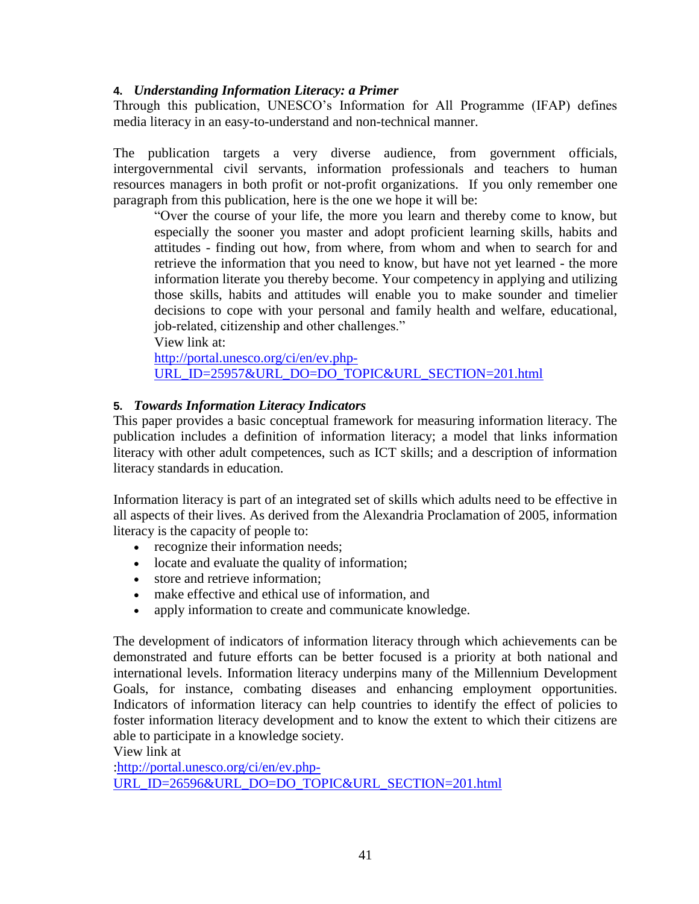**4.** ***Understanding Information Literacy: a Primer***

Through this publication, UNESCO's Information for All Programme (IFAP) defines media literacy in an easy-to-understand and non-technical manner.

The publication targets a very diverse audience, from government officials, intergovernmental civil servants, information professionals and teachers to human resources managers in both profit or not-profit organizations. If you only remember one paragraph from this publication, here is the one we hope it will be:

> "Over the course of your life, the more you learn and thereby come to know, but especially the sooner you master and adopt proficient learning skills, habits and attitudes - finding out how, from where, from whom and when to search for and retrieve the information that you need to know, but have not yet learned - the more information literate you thereby become. Your competency in applying and utilizing those skills, habits and attitudes will enable you to make sounder and timelier decisions to cope with your personal and family health and welfare, educational, job-related, citizenship and other challenges."
>
> View link at:
> http://portal.unesco.org/ci/en/ev.php-URL_ID=25957&URL_DO=DO_TOPIC&URL_SECTION=201.html

**5.** ***Towards Information Literacy Indicators***

This paper provides a basic conceptual framework for measuring information literacy. The publication includes a definition of information literacy; a model that links information literacy with other adult competences, such as ICT skills; and a description of information literacy standards in education.

Information literacy is part of an integrated set of skills which adults need to be effective in all aspects of their lives. As derived from the Alexandria Proclamation of 2005, information literacy is the capacity of people to:

- recognize their information needs;
- locate and evaluate the quality of information;
- store and retrieve information;
- make effective and ethical use of information, and
- apply information to create and communicate knowledge.

The development of indicators of information literacy through which achievements can be demonstrated and future efforts can be better focused is a priority at both national and international levels. Information literacy underpins many of the Millennium Development Goals, for instance, combating diseases and enhancing employment opportunities. Indicators of information literacy can help countries to identify the effect of policies to foster information literacy development and to know the extent to which their citizens are able to participate in a knowledge society.

View link at
:http://portal.unesco.org/ci/en/ev.php-URL_ID=26596&URL_DO=DO_TOPIC&URL_SECTION=201.html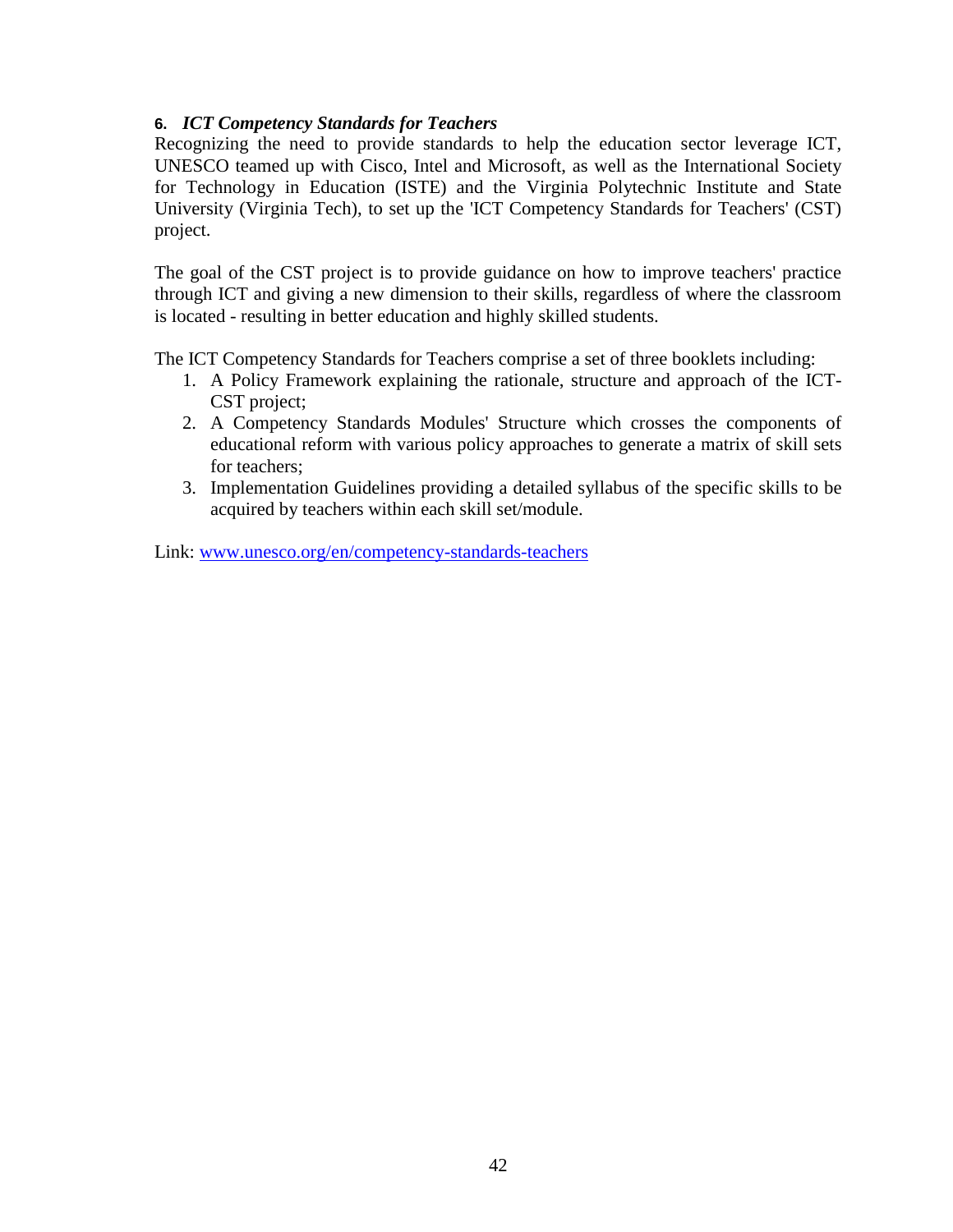### 6. *ICT Competency Standards for Teachers*

Recognizing the need to provide standards to help the education sector leverage ICT, UNESCO teamed up with Cisco, Intel and Microsoft, as well as the International Society for Technology in Education (ISTE) and the Virginia Polytechnic Institute and State University (Virginia Tech), to set up the 'ICT Competency Standards for Teachers' (CST) project.

The goal of the CST project is to provide guidance on how to improve teachers' practice through ICT and giving a new dimension to their skills, regardless of where the classroom is located - resulting in better education and highly skilled students.

The ICT Competency Standards for Teachers comprise a set of three booklets including:

1. A Policy Framework explaining the rationale, structure and approach of the ICT-CST project;
2. A Competency Standards Modules' Structure which crosses the components of educational reform with various policy approaches to generate a matrix of skill sets for teachers;
3. Implementation Guidelines providing a detailed syllabus of the specific skills to be acquired by teachers within each skill set/module.

Link: [www.unesco.org/en/competency-standards-teachers](http://www.unesco.org/en/competency-standards-teachers)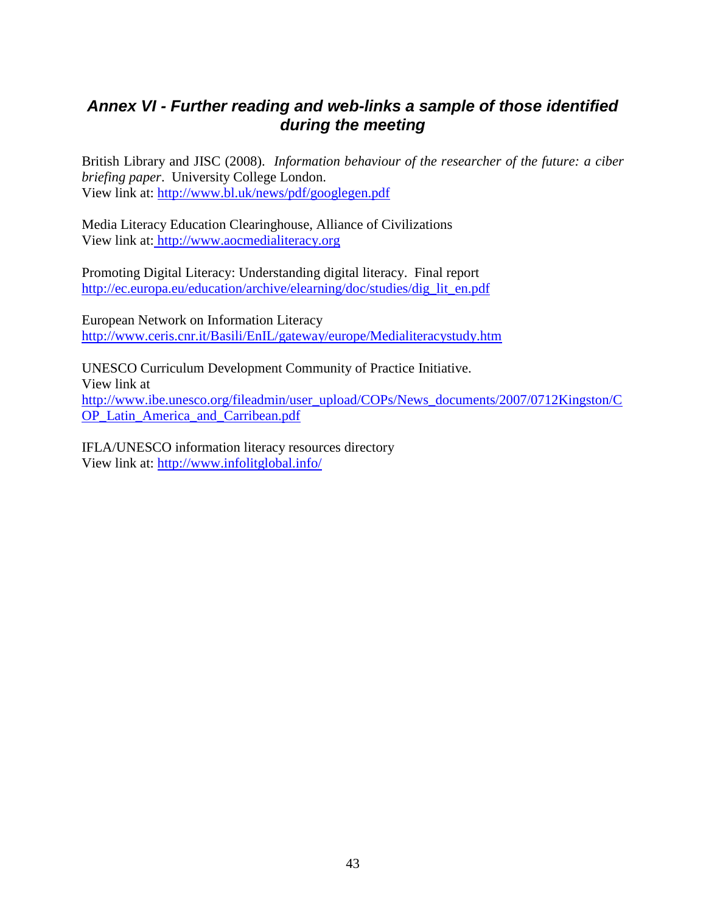## *Annex VI - Further reading and web-links a sample of those identified during the meeting*

British Library and JISC (2008). *Information behaviour of the researcher of the future: a ciber briefing paper*. University College London.
View link at: http://www.bl.uk/news/pdf/googlegen.pdf

Media Literacy Education Clearinghouse, Alliance of Civilizations
View link at: http://www.aocmedialiteracy.org

Promoting Digital Literacy: Understanding digital literacy. Final report
http://ec.europa.eu/education/archive/elearning/doc/studies/dig_lit_en.pdf

European Network on Information Literacy
http://www.ceris.cnr.it/Basili/EnIL/gateway/europe/Medialiteracystudy.htm

UNESCO Curriculum Development Community of Practice Initiative.
View link at
http://www.ibe.unesco.org/fileadmin/user_upload/COPs/News_documents/2007/0712Kingston/COP_Latin_America_and_Carribean.pdf

IFLA/UNESCO information literacy resources directory
View link at: http://www.infolitglobal.info/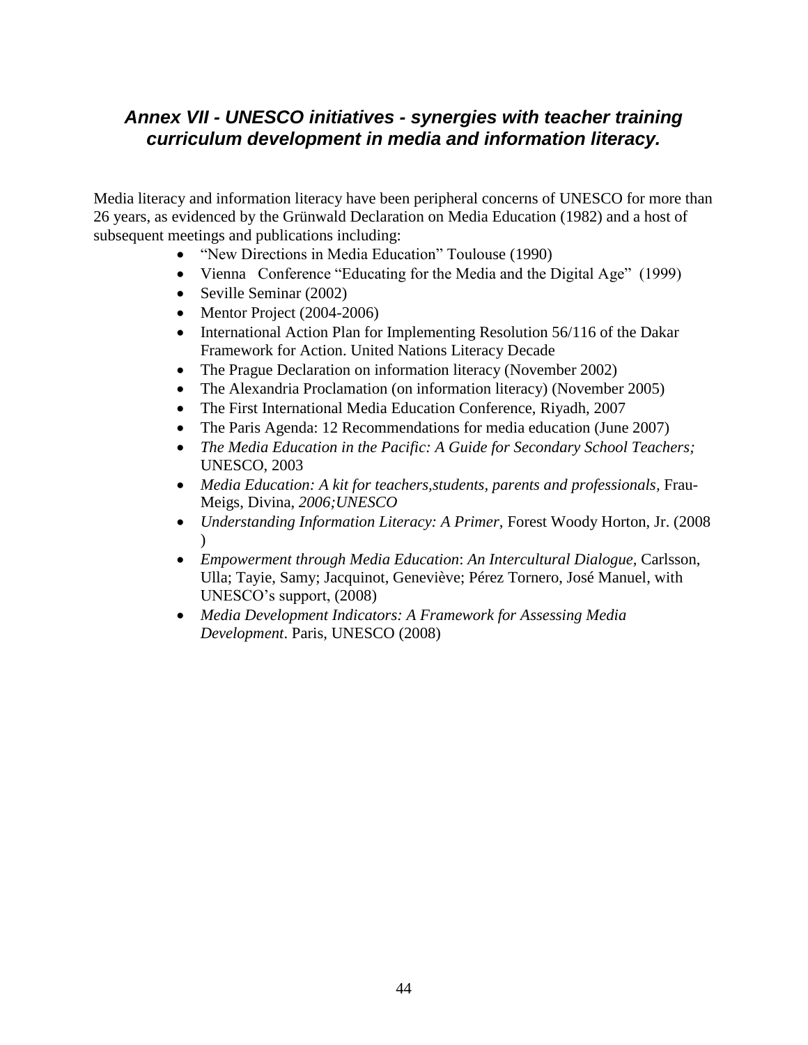## *Annex VII - UNESCO initiatives - synergies with teacher training curriculum development in media and information literacy.*

Media literacy and information literacy have been peripheral concerns of UNESCO for more than 26 years, as evidenced by the Grünwald Declaration on Media Education (1982) and a host of subsequent meetings and publications including:

- "New Directions in Media Education" Toulouse (1990)
- Vienna Conference "Educating for the Media and the Digital Age" (1999)
- Seville Seminar (2002)
- Mentor Project (2004-2006)
- International Action Plan for Implementing Resolution 56/116 of the Dakar Framework for Action. United Nations Literacy Decade
- The Prague Declaration on information literacy (November 2002)
- The Alexandria Proclamation (on information literacy) (November 2005)
- The First International Media Education Conference, Riyadh, 2007
- The Paris Agenda: 12 Recommendations for media education (June 2007)
- *The Media Education in the Pacific: A Guide for Secondary School Teachers;* UNESCO, 2003
- *Media Education: A kit for teachers,students, parents and professionals*, Frau-Meigs, Divina, *2006;UNESCO*
- *Understanding Information Literacy: A Primer,* Forest Woody Horton, Jr. (2008 )
- *Empowerment through Media Education*: *An Intercultural Dialogue*, Carlsson, Ulla; Tayie, Samy; Jacquinot, Geneviève; Pérez Tornero, José Manuel, with UNESCO's support, (2008)
- *Media Development Indicators: A Framework for Assessing Media Development*. Paris, UNESCO (2008)